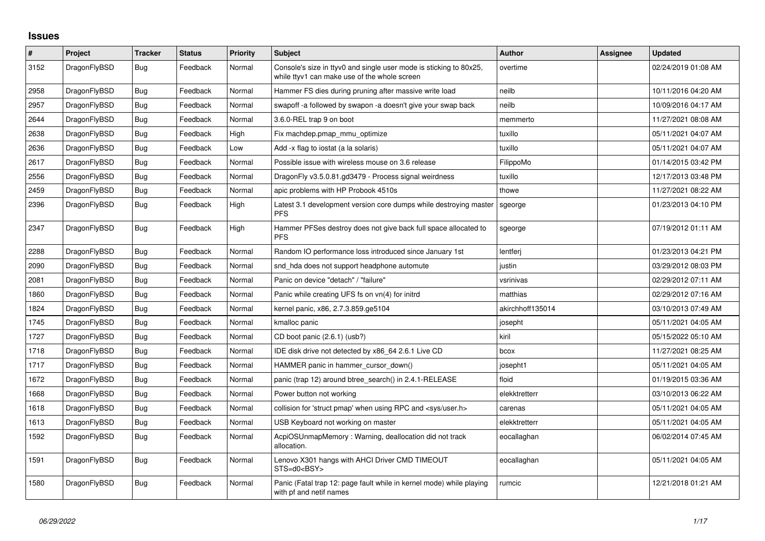# Issues

| # | Project | Tracker | Status | Priority | Subject | Author | Assignee | Updated |
|---|---|---|---|---|---|---|---|---|
| 3152 | DragonFlyBSD | Bug | Feedback | Normal | Console's size in ttyv0 and single user mode is sticking to 80x25, while ttyv1 can make use of the whole screen | overtime | | 02/24/2019 01:08 AM |
| 2958 | DragonFlyBSD | Bug | Feedback | Normal | Hammer FS dies during pruning after massive write load | neilb | | 10/11/2016 04:20 AM |
| 2957 | DragonFlyBSD | Bug | Feedback | Normal | swapoff -a followed by swapon -a doesn't give your swap back | neilb | | 10/09/2016 04:17 AM |
| 2644 | DragonFlyBSD | Bug | Feedback | Normal | 3.6.0-REL trap 9 on boot | memmerto | | 11/27/2021 08:08 AM |
| 2638 | DragonFlyBSD | Bug | Feedback | High | Fix machdep.pmap_mmu_optimize | tuxillo | | 05/11/2021 04:07 AM |
| 2636 | DragonFlyBSD | Bug | Feedback | Low | Add -x flag to iostat (a la solaris) | tuxillo | | 05/11/2021 04:07 AM |
| 2617 | DragonFlyBSD | Bug | Feedback | Normal | Possible issue with wireless mouse on 3.6 release | FilippoMo | | 01/14/2015 03:42 PM |
| 2556 | DragonFlyBSD | Bug | Feedback | Normal | DragonFly v3.5.0.81.gd3479 - Process signal weirdness | tuxillo | | 12/17/2013 03:48 PM |
| 2459 | DragonFlyBSD | Bug | Feedback | Normal | apic problems with HP Probook 4510s | thowe | | 11/27/2021 08:22 AM |
| 2396 | DragonFlyBSD | Bug | Feedback | High | Latest 3.1 development version core dumps while destroying master PFS | sgeorge | | 01/23/2013 04:10 PM |
| 2347 | DragonFlyBSD | Bug | Feedback | High | Hammer PFSes destroy does not give back full space allocated to PFS | sgeorge | | 07/19/2012 01:11 AM |
| 2288 | DragonFlyBSD | Bug | Feedback | Normal | Random IO performance loss introduced since January 1st | lentferj | | 01/23/2013 04:21 PM |
| 2090 | DragonFlyBSD | Bug | Feedback | Normal | snd_hda does not support headphone automute | justin | | 03/29/2012 08:03 PM |
| 2081 | DragonFlyBSD | Bug | Feedback | Normal | Panic on device "detach" / "failure" | vsrinivas | | 02/29/2012 07:11 AM |
| 1860 | DragonFlyBSD | Bug | Feedback | Normal | Panic while creating UFS fs on vn(4) for initrd | matthias | | 02/29/2012 07:16 AM |
| 1824 | DragonFlyBSD | Bug | Feedback | Normal | kernel panic, x86, 2.7.3.859.ge5104 | akirchhoff135014 | | 03/10/2013 07:49 AM |
| 1745 | DragonFlyBSD | Bug | Feedback | Normal | kmalloc panic | josepht | | 05/11/2021 04:05 AM |
| 1727 | DragonFlyBSD | Bug | Feedback | Normal | CD boot panic (2.6.1) (usb?) | kiril | | 05/15/2022 05:10 AM |
| 1718 | DragonFlyBSD | Bug | Feedback | Normal | IDE disk drive not detected by x86_64 2.6.1 Live CD | bcox | | 11/27/2021 08:25 AM |
| 1717 | DragonFlyBSD | Bug | Feedback | Normal | HAMMER panic in hammer_cursor_down() | josepht1 | | 05/11/2021 04:05 AM |
| 1672 | DragonFlyBSD | Bug | Feedback | Normal | panic (trap 12) around btree_search() in 2.4.1-RELEASE | floid | | 01/19/2015 03:36 AM |
| 1668 | DragonFlyBSD | Bug | Feedback | Normal | Power button not working | elekktretterr | | 03/10/2013 06:22 AM |
| 1618 | DragonFlyBSD | Bug | Feedback | Normal | collision for 'struct pmap' when using RPC and <sys/user.h> | carenas | | 05/11/2021 04:05 AM |
| 1613 | DragonFlyBSD | Bug | Feedback | Normal | USB Keyboard not working on master | elekktretterr | | 05/11/2021 04:05 AM |
| 1592 | DragonFlyBSD | Bug | Feedback | Normal | AcpiOSUnmapMemory : Warning, deallocation did not track allocation. | eocallaghan | | 06/02/2014 07:45 AM |
| 1591 | DragonFlyBSD | Bug | Feedback | Normal | Lenovo X301 hangs with AHCI Driver CMD TIMEOUT STS=d0<BSY> | eocallaghan | | 05/11/2021 04:05 AM |
| 1580 | DragonFlyBSD | Bug | Feedback | Normal | Panic (Fatal trap 12: page fault while in kernel mode) while playing with pf and netif names | rumcic | | 12/21/2018 01:21 AM |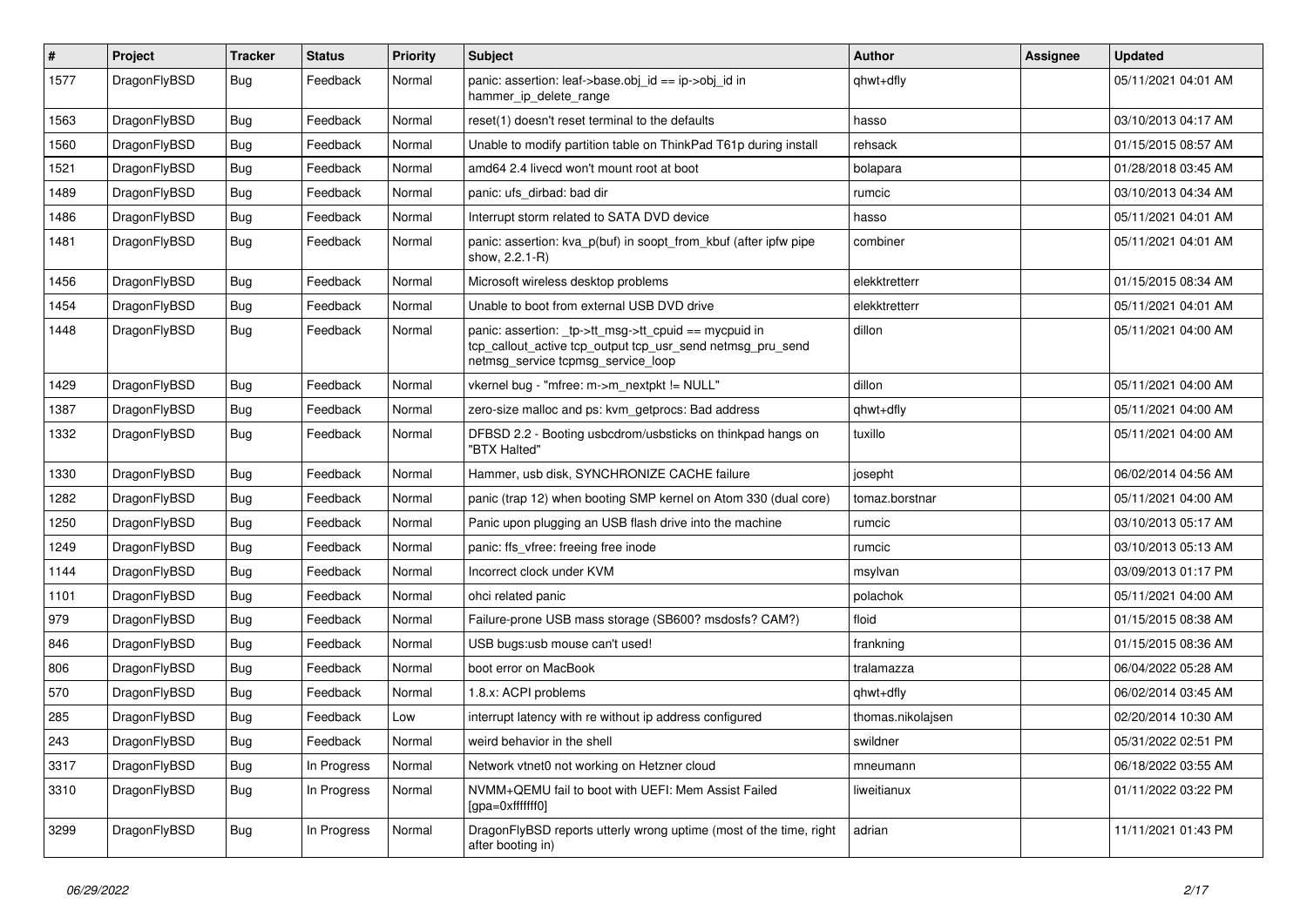| # | Project | Tracker | Status | Priority | Subject | Author | Assignee | Updated |
|---|---|---|---|---|---|---|---|---|
| 1577 | DragonFlyBSD | Bug | Feedback | Normal | panic: assertion: leaf->base.obj_id == ip->obj_id in hammer_ip_delete_range | qhwt+dfly | | 05/11/2021 04:01 AM |
| 1563 | DragonFlyBSD | Bug | Feedback | Normal | reset(1) doesn't reset terminal to the defaults | hasso | | 03/10/2013 04:17 AM |
| 1560 | DragonFlyBSD | Bug | Feedback | Normal | Unable to modify partition table on ThinkPad T61p during install | rehsack | | 01/15/2015 08:57 AM |
| 1521 | DragonFlyBSD | Bug | Feedback | Normal | amd64 2.4 livecd won't mount root at boot | bolapara | | 01/28/2018 03:45 AM |
| 1489 | DragonFlyBSD | Bug | Feedback | Normal | panic: ufs_dirbad: bad dir | rumcic | | 03/10/2013 04:34 AM |
| 1486 | DragonFlyBSD | Bug | Feedback | Normal | Interrupt storm related to SATA DVD device | hasso | | 05/11/2021 04:01 AM |
| 1481 | DragonFlyBSD | Bug | Feedback | Normal | panic: assertion: kva_p(buf) in soopt_from_kbuf (after ipfw pipe show, 2.2.1-R) | combiner | | 05/11/2021 04:01 AM |
| 1456 | DragonFlyBSD | Bug | Feedback | Normal | Microsoft wireless desktop problems | elekktretterr | | 01/15/2015 08:34 AM |
| 1454 | DragonFlyBSD | Bug | Feedback | Normal | Unable to boot from external USB DVD drive | elekktretterr | | 05/11/2021 04:01 AM |
| 1448 | DragonFlyBSD | Bug | Feedback | Normal | panic: assertion: _tp->tt_msg->tt_cpuid == mycpuid in tcp_callout_active tcp_output tcp_usr_send netmsg_pru_send netmsg_service tcpmsg_service_loop | dillon | | 05/11/2021 04:00 AM |
| 1429 | DragonFlyBSD | Bug | Feedback | Normal | vkernel bug - "mfree: m->m_nextpkt != NULL" | dillon | | 05/11/2021 04:00 AM |
| 1387 | DragonFlyBSD | Bug | Feedback | Normal | zero-size malloc and ps: kvm_getprocs: Bad address | qhwt+dfly | | 05/11/2021 04:00 AM |
| 1332 | DragonFlyBSD | Bug | Feedback | Normal | DFBSD 2.2 - Booting usbcdrom/usbsticks on thinkpad hangs on "BTX Halted" | tuxillo | | 05/11/2021 04:00 AM |
| 1330 | DragonFlyBSD | Bug | Feedback | Normal | Hammer, usb disk, SYNCHRONIZE CACHE failure | josepht | | 06/02/2014 04:56 AM |
| 1282 | DragonFlyBSD | Bug | Feedback | Normal | panic (trap 12) when booting SMP kernel on Atom 330 (dual core) | tomaz.borstnar | | 05/11/2021 04:00 AM |
| 1250 | DragonFlyBSD | Bug | Feedback | Normal | Panic upon plugging an USB flash drive into the machine | rumcic | | 03/10/2013 05:17 AM |
| 1249 | DragonFlyBSD | Bug | Feedback | Normal | panic: ffs_vfree: freeing free inode | rumcic | | 03/10/2013 05:13 AM |
| 1144 | DragonFlyBSD | Bug | Feedback | Normal | Incorrect clock under KVM | msylvan | | 03/09/2013 01:17 PM |
| 1101 | DragonFlyBSD | Bug | Feedback | Normal | ohci related panic | polachok | | 05/11/2021 04:00 AM |
| 979 | DragonFlyBSD | Bug | Feedback | Normal | Failure-prone USB mass storage (SB600? msdosfs? CAM?) | floid | | 01/15/2015 08:38 AM |
| 846 | DragonFlyBSD | Bug | Feedback | Normal | USB bugs:usb mouse can't used! | frankning | | 01/15/2015 08:36 AM |
| 806 | DragonFlyBSD | Bug | Feedback | Normal | boot error on MacBook | tralamazza | | 06/04/2022 05:28 AM |
| 570 | DragonFlyBSD | Bug | Feedback | Normal | 1.8.x: ACPI problems | qhwt+dfly | | 06/02/2014 03:45 AM |
| 285 | DragonFlyBSD | Bug | Feedback | Low | interrupt latency with re without ip address configured | thomas.nikolajsen | | 02/20/2014 10:30 AM |
| 243 | DragonFlyBSD | Bug | Feedback | Normal | weird behavior in the shell | swildner | | 05/31/2022 02:51 PM |
| 3317 | DragonFlyBSD | Bug | In Progress | Normal | Network vtnet0 not working on Hetzner cloud | mneumann | | 06/18/2022 03:55 AM |
| 3310 | DragonFlyBSD | Bug | In Progress | Normal | NVMM+QEMU fail to boot with UEFI: Mem Assist Failed [gpa=0xfffffff0] | liweitianux | | 01/11/2022 03:22 PM |
| 3299 | DragonFlyBSD | Bug | In Progress | Normal | DragonFlyBSD reports utterly wrong uptime (most of the time, right after booting in) | adrian | | 11/11/2021 01:43 PM |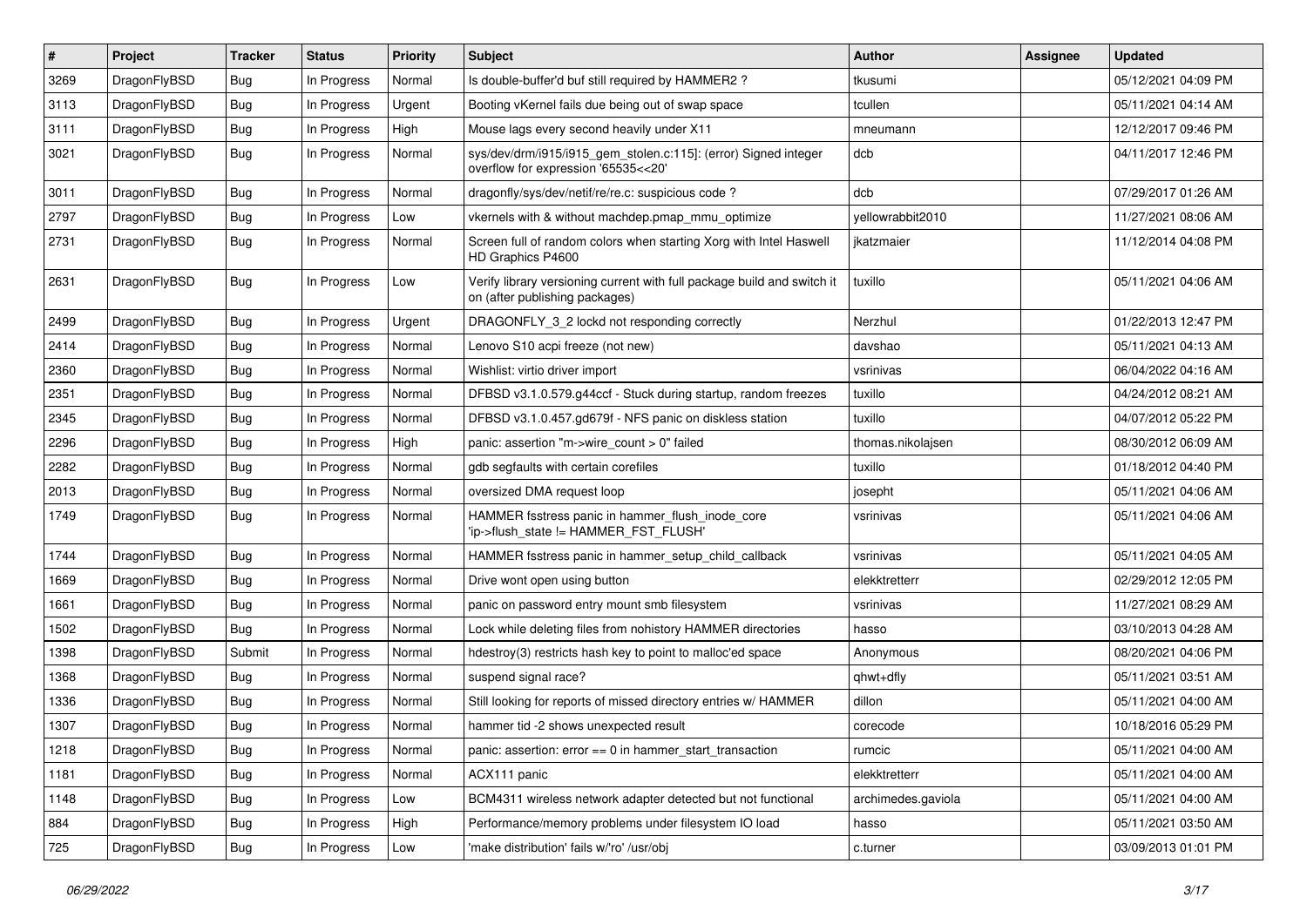| # | Project | Tracker | Status | Priority | Subject | Author | Assignee | Updated |
|---|---|---|---|---|---|---|---|---|
| 3269 | DragonFlyBSD | Bug | In Progress | Normal | Is double-buffer'd buf still required by HAMMER2 ? | tkusumi | | 05/12/2021 04:09 PM |
| 3113 | DragonFlyBSD | Bug | In Progress | Urgent | Booting vKernel fails due being out of swap space | tcullen | | 05/11/2021 04:14 AM |
| 3111 | DragonFlyBSD | Bug | In Progress | High | Mouse lags every second heavily under X11 | mneumann | | 12/12/2017 09:46 PM |
| 3021 | DragonFlyBSD | Bug | In Progress | Normal | sys/dev/drm/i915/i915_gem_stolen.c:115]: (error) Signed integer overflow for expression '65535<<20' | dcb | | 04/11/2017 12:46 PM |
| 3011 | DragonFlyBSD | Bug | In Progress | Normal | dragonfly/sys/dev/netif/re/re.c: suspicious code ? | dcb | | 07/29/2017 01:26 AM |
| 2797 | DragonFlyBSD | Bug | In Progress | Low | vkernels with & without machdep.pmap_mmu_optimize | yellowrabbit2010 | | 11/27/2021 08:06 AM |
| 2731 | DragonFlyBSD | Bug | In Progress | Normal | Screen full of random colors when starting Xorg with Intel Haswell HD Graphics P4600 | jkatzmaier | | 11/12/2014 04:08 PM |
| 2631 | DragonFlyBSD | Bug | In Progress | Low | Verify library versioning current with full package build and switch it on (after publishing packages) | tuxillo | | 05/11/2021 04:06 AM |
| 2499 | DragonFlyBSD | Bug | In Progress | Urgent | DRAGONFLY_3_2 lockd not responding correctly | Nerzhul | | 01/22/2013 12:47 PM |
| 2414 | DragonFlyBSD | Bug | In Progress | Normal | Lenovo S10 acpi freeze (not new) | davshao | | 05/11/2021 04:13 AM |
| 2360 | DragonFlyBSD | Bug | In Progress | Normal | Wishlist: virtio driver import | vsrinivas | | 06/04/2022 04:16 AM |
| 2351 | DragonFlyBSD | Bug | In Progress | Normal | DFBSD v3.1.0.579.g44ccf - Stuck during startup, random freezes | tuxillo | | 04/24/2012 08:21 AM |
| 2345 | DragonFlyBSD | Bug | In Progress | Normal | DFBSD v3.1.0.457.gd679f - NFS panic on diskless station | tuxillo | | 04/07/2012 05:22 PM |
| 2296 | DragonFlyBSD | Bug | In Progress | High | panic: assertion "m->wire_count > 0" failed | thomas.nikolajsen | | 08/30/2012 06:09 AM |
| 2282 | DragonFlyBSD | Bug | In Progress | Normal | gdb segfaults with certain corefiles | tuxillo | | 01/18/2012 04:40 PM |
| 2013 | DragonFlyBSD | Bug | In Progress | Normal | oversized DMA request loop | josepht | | 05/11/2021 04:06 AM |
| 1749 | DragonFlyBSD | Bug | In Progress | Normal | HAMMER fsstress panic in hammer_flush_inode_core 'ip->flush_state != HAMMER_FST_FLUSH' | vsrinivas | | 05/11/2021 04:06 AM |
| 1744 | DragonFlyBSD | Bug | In Progress | Normal | HAMMER fsstress panic in hammer_setup_child_callback | vsrinivas | | 05/11/2021 04:05 AM |
| 1669 | DragonFlyBSD | Bug | In Progress | Normal | Drive wont open using button | elekktretterr | | 02/29/2012 12:05 PM |
| 1661 | DragonFlyBSD | Bug | In Progress | Normal | panic on password entry mount smb filesystem | vsrinivas | | 11/27/2021 08:29 AM |
| 1502 | DragonFlyBSD | Bug | In Progress | Normal | Lock while deleting files from nohistory HAMMER directories | hasso | | 03/10/2013 04:28 AM |
| 1398 | DragonFlyBSD | Submit | In Progress | Normal | hdestroy(3) restricts hash key to point to malloc'ed space | Anonymous | | 08/20/2021 04:06 PM |
| 1368 | DragonFlyBSD | Bug | In Progress | Normal | suspend signal race? | qhwt+dfly | | 05/11/2021 03:51 AM |
| 1336 | DragonFlyBSD | Bug | In Progress | Normal | Still looking for reports of missed directory entries w/ HAMMER | dillon | | 05/11/2021 04:00 AM |
| 1307 | DragonFlyBSD | Bug | In Progress | Normal | hammer tid -2 shows unexpected result | corecode | | 10/18/2016 05:29 PM |
| 1218 | DragonFlyBSD | Bug | In Progress | Normal | panic: assertion: error == 0 in hammer_start_transaction | rumcic | | 05/11/2021 04:00 AM |
| 1181 | DragonFlyBSD | Bug | In Progress | Normal | ACX111 panic | elekktretterr | | 05/11/2021 04:00 AM |
| 1148 | DragonFlyBSD | Bug | In Progress | Low | BCM4311 wireless network adapter detected but not functional | archimedes.gaviola | | 05/11/2021 04:00 AM |
| 884 | DragonFlyBSD | Bug | In Progress | High | Performance/memory problems under filesystem IO load | hasso | | 05/11/2021 03:50 AM |
| 725 | DragonFlyBSD | Bug | In Progress | Low | 'make distribution' fails w/'ro' /usr/obj | c.turner | | 03/09/2013 01:01 PM |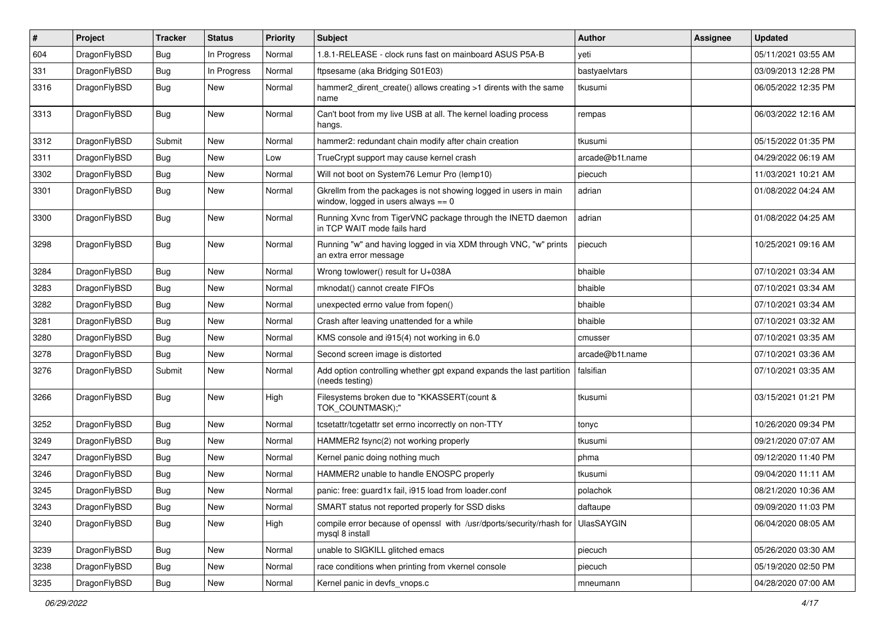| # | Project | Tracker | Status | Priority | Subject | Author | Assignee | Updated |
|---|---|---|---|---|---|---|---|---|
| 604 | DragonFlyBSD | Bug | In Progress | Normal | 1.8.1-RELEASE - clock runs fast on mainboard ASUS P5A-B | yeti | | 05/11/2021 03:55 AM |
| 331 | DragonFlyBSD | Bug | In Progress | Normal | ftpsesame (aka Bridging S01E03) | bastyaelvtars | | 03/09/2013 12:28 PM |
| 3316 | DragonFlyBSD | Bug | New | Normal | hammer2_dirent_create() allows creating >1 dirents with the same name | tkusumi | | 06/05/2022 12:35 PM |
| 3313 | DragonFlyBSD | Bug | New | Normal | Can't boot from my live USB at all. The kernel loading process hangs. | rempas | | 06/03/2022 12:16 AM |
| 3312 | DragonFlyBSD | Submit | New | Normal | hammer2: redundant chain modify after chain creation | tkusumi | | 05/15/2022 01:35 PM |
| 3311 | DragonFlyBSD | Bug | New | Low | TrueCrypt support may cause kernel crash | arcade@b1t.name | | 04/29/2022 06:19 AM |
| 3302 | DragonFlyBSD | Bug | New | Normal | Will not boot on System76 Lemur Pro (lemp10) | piecuch | | 11/03/2021 10:21 AM |
| 3301 | DragonFlyBSD | Bug | New | Normal | Gkrellm from the packages is not showing logged in users in main window, logged in users always == 0 | adrian | | 01/08/2022 04:24 AM |
| 3300 | DragonFlyBSD | Bug | New | Normal | Running Xvnc from TigerVNC package through the INETD daemon in TCP WAIT mode fails hard | adrian | | 01/08/2022 04:25 AM |
| 3298 | DragonFlyBSD | Bug | New | Normal | Running "w" and having logged in via XDM through VNC, "w" prints an extra error message | piecuch | | 10/25/2021 09:16 AM |
| 3284 | DragonFlyBSD | Bug | New | Normal | Wrong towlower() result for U+038A | bhaible | | 07/10/2021 03:34 AM |
| 3283 | DragonFlyBSD | Bug | New | Normal | mknodat() cannot create FIFOs | bhaible | | 07/10/2021 03:34 AM |
| 3282 | DragonFlyBSD | Bug | New | Normal | unexpected errno value from fopen() | bhaible | | 07/10/2021 03:34 AM |
| 3281 | DragonFlyBSD | Bug | New | Normal | Crash after leaving unattended for a while | bhaible | | 07/10/2021 03:32 AM |
| 3280 | DragonFlyBSD | Bug | New | Normal | KMS console and i915(4) not working in 6.0 | cmusser | | 07/10/2021 03:35 AM |
| 3278 | DragonFlyBSD | Bug | New | Normal | Second screen image is distorted | arcade@b1t.name | | 07/10/2021 03:36 AM |
| 3276 | DragonFlyBSD | Submit | New | Normal | Add option controlling whether gpt expand expands the last partition (needs testing) | falsifian | | 07/10/2021 03:35 AM |
| 3266 | DragonFlyBSD | Bug | New | High | Filesystems broken due to "KKASSERT(count & TOK_COUNTMASK);" | tkusumi | | 03/15/2021 01:21 PM |
| 3252 | DragonFlyBSD | Bug | New | Normal | tcsetattr/tcgetattr set errno incorrectly on non-TTY | tonyc | | 10/26/2020 09:34 PM |
| 3249 | DragonFlyBSD | Bug | New | Normal | HAMMER2 fsync(2) not working properly | tkusumi | | 09/21/2020 07:07 AM |
| 3247 | DragonFlyBSD | Bug | New | Normal | Kernel panic doing nothing much | phma | | 09/12/2020 11:40 PM |
| 3246 | DragonFlyBSD | Bug | New | Normal | HAMMER2 unable to handle ENOSPC properly | tkusumi | | 09/04/2020 11:11 AM |
| 3245 | DragonFlyBSD | Bug | New | Normal | panic: free: guard1x fail, i915 load from loader.conf | polachok | | 08/21/2020 10:36 AM |
| 3243 | DragonFlyBSD | Bug | New | Normal | SMART status not reported properly for SSD disks | daftaupe | | 09/09/2020 11:03 PM |
| 3240 | DragonFlyBSD | Bug | New | High | compile error because of openssl with /usr/dports/security/rhash for mysql 8 install | UlasSAYGIN | | 06/04/2020 08:05 AM |
| 3239 | DragonFlyBSD | Bug | New | Normal | unable to SIGKILL glitched emacs | piecuch | | 05/26/2020 03:30 AM |
| 3238 | DragonFlyBSD | Bug | New | Normal | race conditions when printing from vkernel console | piecuch | | 05/19/2020 02:50 PM |
| 3235 | DragonFlyBSD | Bug | New | Normal | Kernel panic in devfs_vnops.c | mneumann | | 04/28/2020 07:00 AM |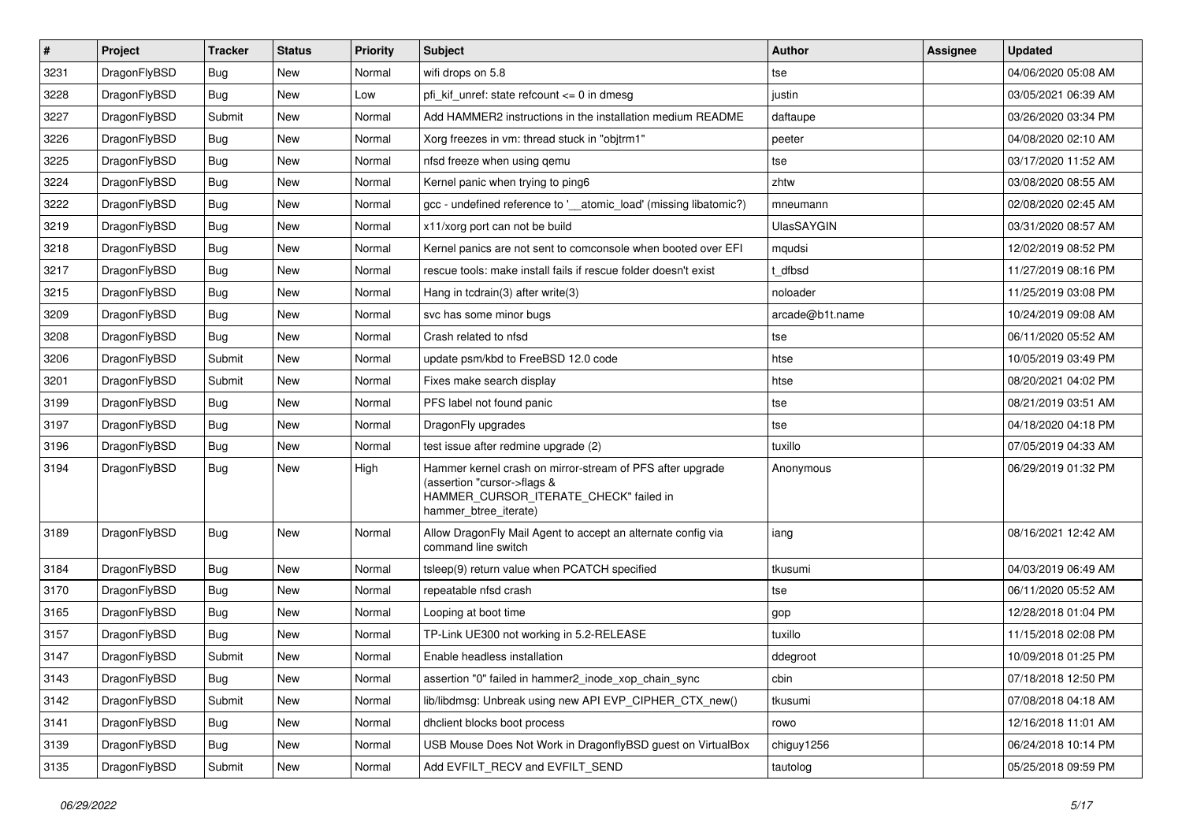| # | Project | Tracker | Status | Priority | Subject | Author | Assignee | Updated |
|---|---|---|---|---|---|---|---|---|
| 3231 | DragonFlyBSD | Bug | New | Normal | wifi drops on 5.8 | tse | | 04/06/2020 05:08 AM |
| 3228 | DragonFlyBSD | Bug | New | Low | pfi_kif_unref: state refcount <= 0 in dmesg | justin | | 03/05/2021 06:39 AM |
| 3227 | DragonFlyBSD | Submit | New | Normal | Add HAMMER2 instructions in the installation medium README | daftaupe | | 03/26/2020 03:34 PM |
| 3226 | DragonFlyBSD | Bug | New | Normal | Xorg freezes in vm: thread stuck in "objtrm1" | peeter | | 04/08/2020 02:10 AM |
| 3225 | DragonFlyBSD | Bug | New | Normal | nfsd freeze when using qemu | tse | | 03/17/2020 11:52 AM |
| 3224 | DragonFlyBSD | Bug | New | Normal | Kernel panic when trying to ping6 | zhtw | | 03/08/2020 08:55 AM |
| 3222 | DragonFlyBSD | Bug | New | Normal | gcc - undefined reference to '__atomic_load' (missing libatomic?) | mneumann | | 02/08/2020 02:45 AM |
| 3219 | DragonFlyBSD | Bug | New | Normal | x11/xorg port can not be build | UlasSAYGIN | | 03/31/2020 08:57 AM |
| 3218 | DragonFlyBSD | Bug | New | Normal | Kernel panics are not sent to comconsole when booted over EFI | mqudsi | | 12/02/2019 08:52 PM |
| 3217 | DragonFlyBSD | Bug | New | Normal | rescue tools: make install fails if rescue folder doesn't exist | t_dfbsd | | 11/27/2019 08:16 PM |
| 3215 | DragonFlyBSD | Bug | New | Normal | Hang in tcdrain(3) after write(3) | noloader | | 11/25/2019 03:08 PM |
| 3209 | DragonFlyBSD | Bug | New | Normal | svc has some minor bugs | arcade@b1t.name | | 10/24/2019 09:08 AM |
| 3208 | DragonFlyBSD | Bug | New | Normal | Crash related to nfsd | tse | | 06/11/2020 05:52 AM |
| 3206 | DragonFlyBSD | Submit | New | Normal | update psm/kbd to FreeBSD 12.0 code | htse | | 10/05/2019 03:49 PM |
| 3201 | DragonFlyBSD | Submit | New | Normal | Fixes make search display | htse | | 08/20/2021 04:02 PM |
| 3199 | DragonFlyBSD | Bug | New | Normal | PFS label not found panic | tse | | 08/21/2019 03:51 AM |
| 3197 | DragonFlyBSD | Bug | New | Normal | DragonFly upgrades | tse | | 04/18/2020 04:18 PM |
| 3196 | DragonFlyBSD | Bug | New | Normal | test issue after redmine upgrade (2) | tuxillo | | 07/05/2019 04:33 AM |
| 3194 | DragonFlyBSD | Bug | New | High | Hammer kernel crash on mirror-stream of PFS after upgrade (assertion "cursor->flags & HAMMER_CURSOR_ITERATE_CHECK" failed in hammer_btree_iterate) | Anonymous | | 06/29/2019 01:32 PM |
| 3189 | DragonFlyBSD | Bug | New | Normal | Allow DragonFly Mail Agent to accept an alternate config via command line switch | iang | | 08/16/2021 12:42 AM |
| 3184 | DragonFlyBSD | Bug | New | Normal | tsleep(9) return value when PCATCH specified | tkusumi | | 04/03/2019 06:49 AM |
| 3170 | DragonFlyBSD | Bug | New | Normal | repeatable nfsd crash | tse | | 06/11/2020 05:52 AM |
| 3165 | DragonFlyBSD | Bug | New | Normal | Looping at boot time | gop | | 12/28/2018 01:04 PM |
| 3157 | DragonFlyBSD | Bug | New | Normal | TP-Link UE300 not working in 5.2-RELEASE | tuxillo | | 11/15/2018 02:08 PM |
| 3147 | DragonFlyBSD | Submit | New | Normal | Enable headless installation | ddegroot | | 10/09/2018 01:25 PM |
| 3143 | DragonFlyBSD | Bug | New | Normal | assertion "0" failed in hammer2_inode_xop_chain_sync | cbin | | 07/18/2018 12:50 PM |
| 3142 | DragonFlyBSD | Submit | New | Normal | lib/libdmsg: Unbreak using new API EVP_CIPHER_CTX_new() | tkusumi | | 07/08/2018 04:18 AM |
| 3141 | DragonFlyBSD | Bug | New | Normal | dhclient blocks boot process | rowo | | 12/16/2018 11:01 AM |
| 3139 | DragonFlyBSD | Bug | New | Normal | USB Mouse Does Not Work in DragonflyBSD guest on VirtualBox | chiguy1256 | | 06/24/2018 10:14 PM |
| 3135 | DragonFlyBSD | Submit | New | Normal | Add EVFILT_RECV and EVFILT_SEND | tautolog | | 05/25/2018 09:59 PM |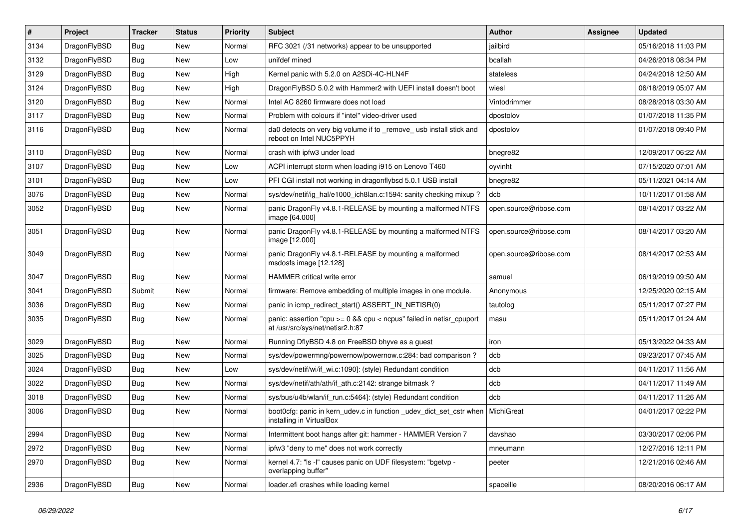| # | Project | Tracker | Status | Priority | Subject | Author | Assignee | Updated |
|---|---|---|---|---|---|---|---|---|
| 3134 | DragonFlyBSD | Bug | New | Normal | RFC 3021 (/31 networks) appear to be unsupported | jailbird | | 05/16/2018 11:03 PM |
| 3132 | DragonFlyBSD | Bug | New | Low | unifdef mined | bcallah | | 04/26/2018 08:34 PM |
| 3129 | DragonFlyBSD | Bug | New | High | Kernel panic with 5.2.0 on A2SDi-4C-HLN4F | stateless | | 04/24/2018 12:50 AM |
| 3124 | DragonFlyBSD | Bug | New | High | DragonFlyBSD 5.0.2 with Hammer2 with UEFI install doesn't boot | wiesl | | 06/18/2019 05:07 AM |
| 3120 | DragonFlyBSD | Bug | New | Normal | Intel AC 8260 firmware does not load | Vintodrimmer | | 08/28/2018 03:30 AM |
| 3117 | DragonFlyBSD | Bug | New | Normal | Problem with colours if "intel" video-driver used | dpostolov | | 01/07/2018 11:35 PM |
| 3116 | DragonFlyBSD | Bug | New | Normal | da0 detects on very big volume if to _remove_ usb install stick and reboot on Intel NUC5PPYH | dpostolov | | 01/07/2018 09:40 PM |
| 3110 | DragonFlyBSD | Bug | New | Normal | crash with ipfw3 under load | bnegre82 | | 12/09/2017 06:22 AM |
| 3107 | DragonFlyBSD | Bug | New | Low | ACPI interrupt storm when loading i915 on Lenovo T460 | oyvinht | | 07/15/2020 07:01 AM |
| 3101 | DragonFlyBSD | Bug | New | Low | PFI CGI install not working in dragonflybsd 5.0.1 USB install | bnegre82 | | 05/11/2021 04:14 AM |
| 3076 | DragonFlyBSD | Bug | New | Normal | sys/dev/netif/ig_hal/e1000_ich8lan.c:1594: sanity checking mixup ? | dcb | | 10/11/2017 01:58 AM |
| 3052 | DragonFlyBSD | Bug | New | Normal | panic DragonFly v4.8.1-RELEASE by mounting a malformed NTFS image [64.000] | open.source@ribose.com | | 08/14/2017 03:22 AM |
| 3051 | DragonFlyBSD | Bug | New | Normal | panic DragonFly v4.8.1-RELEASE by mounting a malformed NTFS image [12.000] | open.source@ribose.com | | 08/14/2017 03:20 AM |
| 3049 | DragonFlyBSD | Bug | New | Normal | panic DragonFly v4.8.1-RELEASE by mounting a malformed msdosfs image [12.128] | open.source@ribose.com | | 08/14/2017 02:53 AM |
| 3047 | DragonFlyBSD | Bug | New | Normal | HAMMER critical write error | samuel | | 06/19/2019 09:50 AM |
| 3041 | DragonFlyBSD | Submit | New | Normal | firmware: Remove embedding of multiple images in one module. | Anonymous | | 12/25/2020 02:15 AM |
| 3036 | DragonFlyBSD | Bug | New | Normal | panic in icmp_redirect_start() ASSERT_IN_NETISR(0) | tautolog | | 05/11/2017 07:27 PM |
| 3035 | DragonFlyBSD | Bug | New | Normal | panic: assertion "cpu >= 0 && cpu < ncpus" failed in netisr_cpuport at /usr/src/sys/net/netisr2.h:87 | masu | | 05/11/2017 01:24 AM |
| 3029 | DragonFlyBSD | Bug | New | Normal | Running DflyBSD 4.8 on FreeBSD bhyve as a guest | iron | | 05/13/2022 04:33 AM |
| 3025 | DragonFlyBSD | Bug | New | Normal | sys/dev/powermng/powernow/powernow.c:284: bad comparison ? | dcb | | 09/23/2017 07:45 AM |
| 3024 | DragonFlyBSD | Bug | New | Low | sys/dev/netif/wi/if_wi.c:1090]: (style) Redundant condition | dcb | | 04/11/2017 11:56 AM |
| 3022 | DragonFlyBSD | Bug | New | Normal | sys/dev/netif/ath/ath/if_ath.c:2142: strange bitmask ? | dcb | | 04/11/2017 11:49 AM |
| 3018 | DragonFlyBSD | Bug | New | Normal | sys/bus/u4b/wlan/if_run.c:5464]: (style) Redundant condition | dcb | | 04/11/2017 11:26 AM |
| 3006 | DragonFlyBSD | Bug | New | Normal | boot0cfg: panic in kern_udev.c in function _udev_dict_set_cstr when installing in VirtualBox | MichiGreat | | 04/01/2017 02:22 PM |
| 2994 | DragonFlyBSD | Bug | New | Normal | Intermittent boot hangs after git: hammer - HAMMER Version 7 | davshao | | 03/30/2017 02:06 PM |
| 2972 | DragonFlyBSD | Bug | New | Normal | ipfw3 "deny to me" does not work correctly | mneumann | | 12/27/2016 12:11 PM |
| 2970 | DragonFlyBSD | Bug | New | Normal | kernel 4.7: "ls -l" causes panic on UDF filesystem: "bgetvp - overlapping buffer" | peeter | | 12/21/2016 02:46 AM |
| 2936 | DragonFlyBSD | Bug | New | Normal | loader.efi crashes while loading kernel | spaceille | | 08/20/2016 06:17 AM |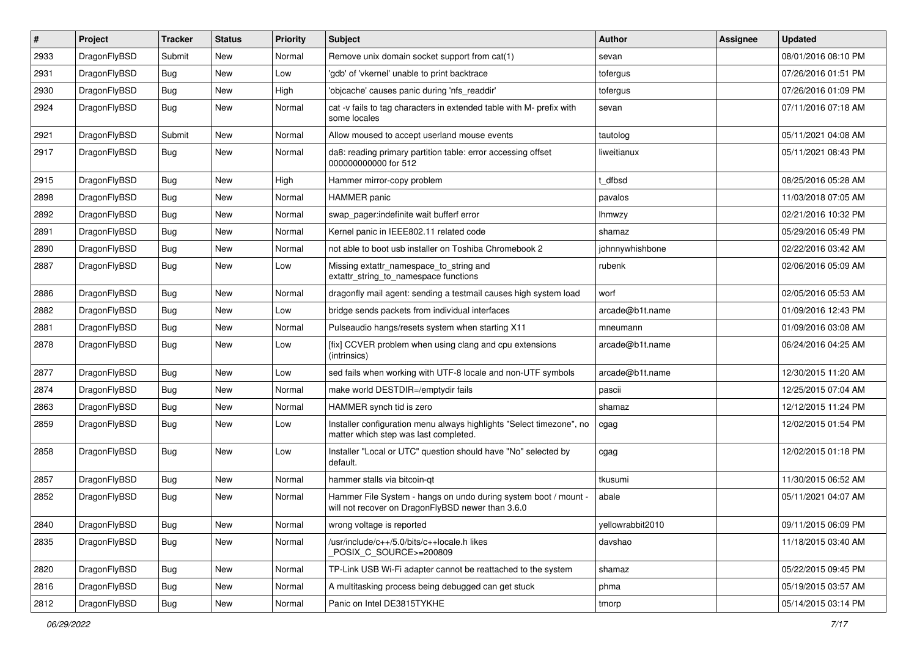| # | Project | Tracker | Status | Priority | Subject | Author | Assignee | Updated |
|---|---|---|---|---|---|---|---|---|
| 2933 | DragonFlyBSD | Submit | New | Normal | Remove unix domain socket support from cat(1) | sevan | | 08/01/2016 08:10 PM |
| 2931 | DragonFlyBSD | Bug | New | Low | 'gdb' of 'vkernel' unable to print backtrace | tofergus | | 07/26/2016 01:51 PM |
| 2930 | DragonFlyBSD | Bug | New | High | 'objcache' causes panic during 'nfs_readdir' | tofergus | | 07/26/2016 01:09 PM |
| 2924 | DragonFlyBSD | Bug | New | Normal | cat -v fails to tag characters in extended table with M- prefix with some locales | sevan | | 07/11/2016 07:18 AM |
| 2921 | DragonFlyBSD | Submit | New | Normal | Allow moused to accept userland mouse events | tautolog | | 05/11/2021 04:08 AM |
| 2917 | DragonFlyBSD | Bug | New | Normal | da8: reading primary partition table: error accessing offset 000000000000 for 512 | liweitianux | | 05/11/2021 08:43 PM |
| 2915 | DragonFlyBSD | Bug | New | High | Hammer mirror-copy problem | t_dfbsd | | 08/25/2016 05:28 AM |
| 2898 | DragonFlyBSD | Bug | New | Normal | HAMMER panic | pavalos | | 11/03/2018 07:05 AM |
| 2892 | DragonFlyBSD | Bug | New | Normal | swap_pager:indefinite wait bufferf error | lhmwzy | | 02/21/2016 10:32 PM |
| 2891 | DragonFlyBSD | Bug | New | Normal | Kernel panic in IEEE802.11 related code | shamaz | | 05/29/2016 05:49 PM |
| 2890 | DragonFlyBSD | Bug | New | Normal | not able to boot usb installer on Toshiba Chromebook 2 | johnnywhishbone | | 02/22/2016 03:42 AM |
| 2887 | DragonFlyBSD | Bug | New | Low | Missing extattr_namespace_to_string and extattr_string_to_namespace functions | rubenk | | 02/06/2016 05:09 AM |
| 2886 | DragonFlyBSD | Bug | New | Normal | dragonfly mail agent: sending a testmail causes high system load | worf | | 02/05/2016 05:53 AM |
| 2882 | DragonFlyBSD | Bug | New | Low | bridge sends packets from individual interfaces | arcade@b1t.name | | 01/09/2016 12:43 PM |
| 2881 | DragonFlyBSD | Bug | New | Normal | Pulseaudio hangs/resets system when starting X11 | mneumann | | 01/09/2016 03:08 AM |
| 2878 | DragonFlyBSD | Bug | New | Low | [fix] CCVER problem when using clang and cpu extensions (intrinsics) | arcade@b1t.name | | 06/24/2016 04:25 AM |
| 2877 | DragonFlyBSD | Bug | New | Low | sed fails when working with UTF-8 locale and non-UTF symbols | arcade@b1t.name | | 12/30/2015 11:20 AM |
| 2874 | DragonFlyBSD | Bug | New | Normal | make world DESTDIR=/emptydir fails | pascii | | 12/25/2015 07:04 AM |
| 2863 | DragonFlyBSD | Bug | New | Normal | HAMMER synch tid is zero | shamaz | | 12/12/2015 11:24 PM |
| 2859 | DragonFlyBSD | Bug | New | Low | Installer configuration menu always highlights "Select timezone", no matter which step was last completed. | cgag | | 12/02/2015 01:54 PM |
| 2858 | DragonFlyBSD | Bug | New | Low | Installer "Local or UTC" question should have "No" selected by default. | cgag | | 12/02/2015 01:18 PM |
| 2857 | DragonFlyBSD | Bug | New | Normal | hammer stalls via bitcoin-qt | tkusumi | | 11/30/2015 06:52 AM |
| 2852 | DragonFlyBSD | Bug | New | Normal | Hammer File System - hangs on undo during system boot / mount - will not recover on DragonFlyBSD newer than 3.6.0 | abale | | 05/11/2021 04:07 AM |
| 2840 | DragonFlyBSD | Bug | New | Normal | wrong voltage is reported | yellowrabbit2010 | | 09/11/2015 06:09 PM |
| 2835 | DragonFlyBSD | Bug | New | Normal | /usr/include/c++/5.0/bits/c++locale.h likes _POSIX_C_SOURCE>=200809 | davshao | | 11/18/2015 03:40 AM |
| 2820 | DragonFlyBSD | Bug | New | Normal | TP-Link USB Wi-Fi adapter cannot be reattached to the system | shamaz | | 05/22/2015 09:45 PM |
| 2816 | DragonFlyBSD | Bug | New | Normal | A multitasking process being debugged can get stuck | phma | | 05/19/2015 03:57 AM |
| 2812 | DragonFlyBSD | Bug | New | Normal | Panic on Intel DE3815TYKHE | tmorp | | 05/14/2015 03:14 PM |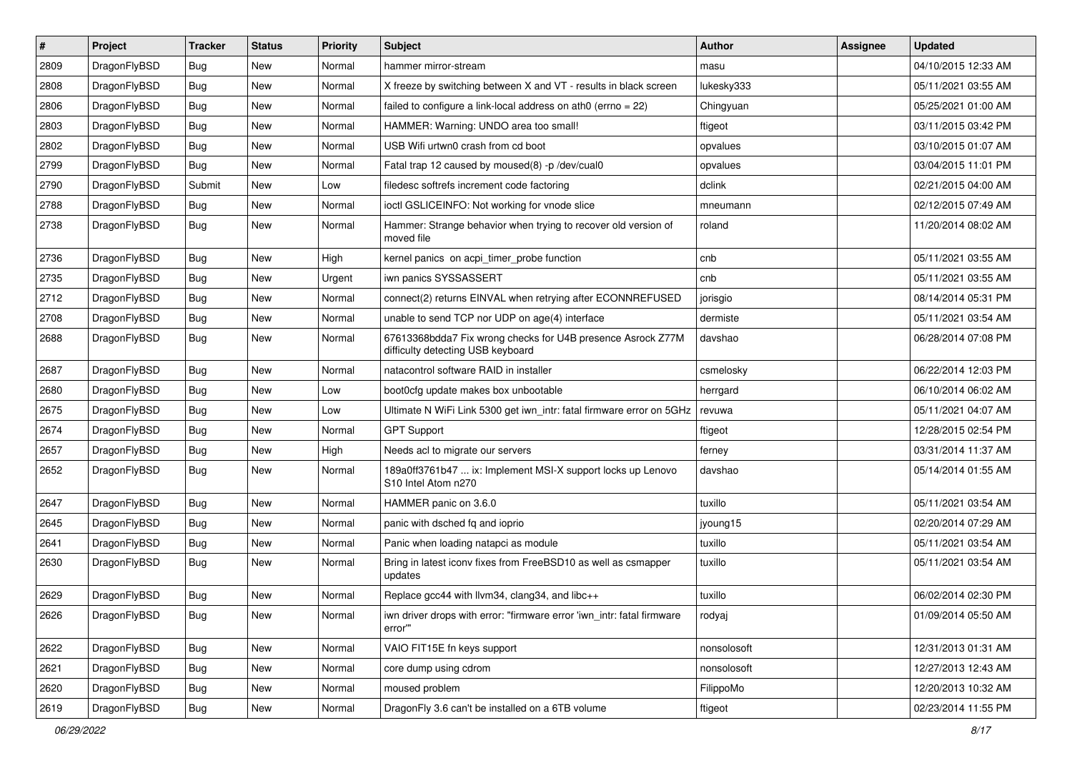| # | Project | Tracker | Status | Priority | Subject | Author | Assignee | Updated |
|---|---|---|---|---|---|---|---|---|
| 2809 | DragonFlyBSD | Bug | New | Normal | hammer mirror-stream | masu | | 04/10/2015 12:33 AM |
| 2808 | DragonFlyBSD | Bug | New | Normal | X freeze by switching between X and VT - results in black screen | lukesky333 | | 05/11/2021 03:55 AM |
| 2806 | DragonFlyBSD | Bug | New | Normal | failed to configure a link-local address on ath0 (errno = 22) | Chingyuan | | 05/25/2021 01:00 AM |
| 2803 | DragonFlyBSD | Bug | New | Normal | HAMMER: Warning: UNDO area too small! | ftigeot | | 03/11/2015 03:42 PM |
| 2802 | DragonFlyBSD | Bug | New | Normal | USB Wifi urtwn0 crash from cd boot | opvalues | | 03/10/2015 01:07 AM |
| 2799 | DragonFlyBSD | Bug | New | Normal | Fatal trap 12 caused by moused(8) -p /dev/cual0 | opvalues | | 03/04/2015 11:01 PM |
| 2790 | DragonFlyBSD | Submit | New | Low | filedesc softrefs increment code factoring | dclink | | 02/21/2015 04:00 AM |
| 2788 | DragonFlyBSD | Bug | New | Normal | ioctl GSLICEINFO: Not working for vnode slice | mneumann | | 02/12/2015 07:49 AM |
| 2738 | DragonFlyBSD | Bug | New | Normal | Hammer: Strange behavior when trying to recover old version of moved file | roland | | 11/20/2014 08:02 AM |
| 2736 | DragonFlyBSD | Bug | New | High | kernel panics on acpi_timer_probe function | cnb | | 05/11/2021 03:55 AM |
| 2735 | DragonFlyBSD | Bug | New | Urgent | iwn panics SYSSASSERT | cnb | | 05/11/2021 03:55 AM |
| 2712 | DragonFlyBSD | Bug | New | Normal | connect(2) returns EINVAL when retrying after ECONNREFUSED | jorisgio | | 08/14/2014 05:31 PM |
| 2708 | DragonFlyBSD | Bug | New | Normal | unable to send TCP nor UDP on age(4) interface | dermiste | | 05/11/2021 03:54 AM |
| 2688 | DragonFlyBSD | Bug | New | Normal | 67613368bdda7 Fix wrong checks for U4B presence Asrock Z77M difficulty detecting USB keyboard | davshao | | 06/28/2014 07:08 PM |
| 2687 | DragonFlyBSD | Bug | New | Normal | natacontrol software RAID in installer | csmelosky | | 06/22/2014 12:03 PM |
| 2680 | DragonFlyBSD | Bug | New | Low | boot0cfg update makes box unbootable | herrgard | | 06/10/2014 06:02 AM |
| 2675 | DragonFlyBSD | Bug | New | Low | Ultimate N WiFi Link 5300 get iwn_intr: fatal firmware error on 5GHz | revuwa | | 05/11/2021 04:07 AM |
| 2674 | DragonFlyBSD | Bug | New | Normal | GPT Support | ftigeot | | 12/28/2015 02:54 PM |
| 2657 | DragonFlyBSD | Bug | New | High | Needs acl to migrate our servers | ferney | | 03/31/2014 11:37 AM |
| 2652 | DragonFlyBSD | Bug | New | Normal | 189a0ff3761b47 ... ix: Implement MSI-X support locks up Lenovo S10 Intel Atom n270 | davshao | | 05/14/2014 01:55 AM |
| 2647 | DragonFlyBSD | Bug | New | Normal | HAMMER panic on 3.6.0 | tuxillo | | 05/11/2021 03:54 AM |
| 2645 | DragonFlyBSD | Bug | New | Normal | panic with dsched fq and ioprio | jyoung15 | | 02/20/2014 07:29 AM |
| 2641 | DragonFlyBSD | Bug | New | Normal | Panic when loading natapci as module | tuxillo | | 05/11/2021 03:54 AM |
| 2630 | DragonFlyBSD | Bug | New | Normal | Bring in latest iconv fixes from FreeBSD10 as well as csmapper updates | tuxillo | | 05/11/2021 03:54 AM |
| 2629 | DragonFlyBSD | Bug | New | Normal | Replace gcc44 with llvm34, clang34, and libc++ | tuxillo | | 06/02/2014 02:30 PM |
| 2626 | DragonFlyBSD | Bug | New | Normal | iwn driver drops with error: "firmware error 'iwn_intr: fatal firmware error'" | rodyaj | | 01/09/2014 05:50 AM |
| 2622 | DragonFlyBSD | Bug | New | Normal | VAIO FIT15E fn keys support | nonsolosoft | | 12/31/2013 01:31 AM |
| 2621 | DragonFlyBSD | Bug | New | Normal | core dump using cdrom | nonsolosoft | | 12/27/2013 12:43 AM |
| 2620 | DragonFlyBSD | Bug | New | Normal | moused problem | FilippoMo | | 12/20/2013 10:32 AM |
| 2619 | DragonFlyBSD | Bug | New | Normal | DragonFly 3.6 can't be installed on a 6TB volume | ftigeot | | 02/23/2014 11:55 PM |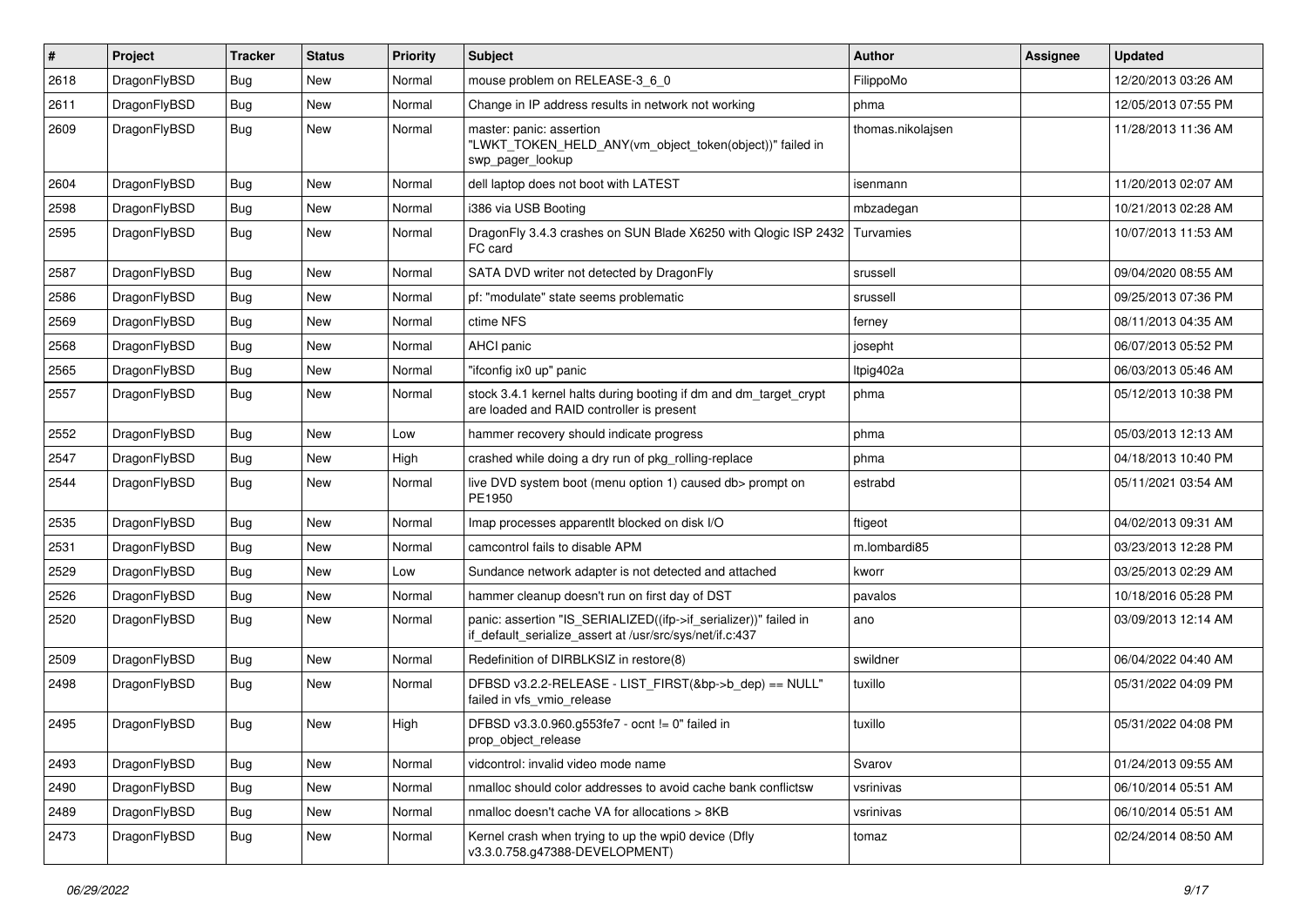| # | Project | Tracker | Status | Priority | Subject | Author | Assignee | Updated |
|---|---|---|---|---|---|---|---|---|
| 2618 | DragonFlyBSD | Bug | New | Normal | mouse problem on RELEASE-3_6_0 | FilippoMo | | 12/20/2013 03:26 AM |
| 2611 | DragonFlyBSD | Bug | New | Normal | Change in IP address results in network not working | phma | | 12/05/2013 07:55 PM |
| 2609 | DragonFlyBSD | Bug | New | Normal | master: panic: assertion "LWKT_TOKEN_HELD_ANY(vm_object_token(object))" failed in swp_pager_lookup | thomas.nikolajsen | | 11/28/2013 11:36 AM |
| 2604 | DragonFlyBSD | Bug | New | Normal | dell laptop does not boot with LATEST | isenmann | | 11/20/2013 02:07 AM |
| 2598 | DragonFlyBSD | Bug | New | Normal | i386 via USB Booting | mbzadegan | | 10/21/2013 02:28 AM |
| 2595 | DragonFlyBSD | Bug | New | Normal | DragonFly 3.4.3 crashes on SUN Blade X6250 with Qlogic ISP 2432 FC card | Turvamies | | 10/07/2013 11:53 AM |
| 2587 | DragonFlyBSD | Bug | New | Normal | SATA DVD writer not detected by DragonFly | srussell | | 09/04/2020 08:55 AM |
| 2586 | DragonFlyBSD | Bug | New | Normal | pf: "modulate" state seems problematic | srussell | | 09/25/2013 07:36 PM |
| 2569 | DragonFlyBSD | Bug | New | Normal | ctime NFS | ferney | | 08/11/2013 04:35 AM |
| 2568 | DragonFlyBSD | Bug | New | Normal | AHCI panic | josepht | | 06/07/2013 05:52 PM |
| 2565 | DragonFlyBSD | Bug | New | Normal | "ifconfig ix0 up" panic | ltpig402a | | 06/03/2013 05:46 AM |
| 2557 | DragonFlyBSD | Bug | New | Normal | stock 3.4.1 kernel halts during booting if dm and dm_target_crypt are loaded and RAID controller is present | phma | | 05/12/2013 10:38 PM |
| 2552 | DragonFlyBSD | Bug | New | Low | hammer recovery should indicate progress | phma | | 05/03/2013 12:13 AM |
| 2547 | DragonFlyBSD | Bug | New | High | crashed while doing a dry run of pkg_rolling-replace | phma | | 04/18/2013 10:40 PM |
| 2544 | DragonFlyBSD | Bug | New | Normal | live DVD system boot (menu option 1) caused db> prompt on PE1950 | estrabd | | 05/11/2021 03:54 AM |
| 2535 | DragonFlyBSD | Bug | New | Normal | Imap processes apparentlt blocked on disk I/O | ftigeot | | 04/02/2013 09:31 AM |
| 2531 | DragonFlyBSD | Bug | New | Normal | camcontrol fails to disable APM | m.lombardi85 | | 03/23/2013 12:28 PM |
| 2529 | DragonFlyBSD | Bug | New | Low | Sundance network adapter is not detected and attached | kworr | | 03/25/2013 02:29 AM |
| 2526 | DragonFlyBSD | Bug | New | Normal | hammer cleanup doesn't run on first day of DST | pavalos | | 10/18/2016 05:28 PM |
| 2520 | DragonFlyBSD | Bug | New | Normal | panic: assertion "IS_SERIALIZED((ifp->if_serializer))" failed in if_default_serialize_assert at /usr/src/sys/net/if.c:437 | ano | | 03/09/2013 12:14 AM |
| 2509 | DragonFlyBSD | Bug | New | Normal | Redefinition of DIRBLKSIZ in restore(8) | swildner | | 06/04/2022 04:40 AM |
| 2498 | DragonFlyBSD | Bug | New | Normal | DFBSD v3.2.2-RELEASE - LIST_FIRST(&bp->b_dep) == NULL" failed in vfs_vmio_release | tuxillo | | 05/31/2022 04:09 PM |
| 2495 | DragonFlyBSD | Bug | New | High | DFBSD v3.3.0.960.g553fe7 - ocnt != 0" failed in prop_object_release | tuxillo | | 05/31/2022 04:08 PM |
| 2493 | DragonFlyBSD | Bug | New | Normal | vidcontrol: invalid video mode name | Svarov | | 01/24/2013 09:55 AM |
| 2490 | DragonFlyBSD | Bug | New | Normal | nmalloc should color addresses to avoid cache bank conflictsw | vsrinivas | | 06/10/2014 05:51 AM |
| 2489 | DragonFlyBSD | Bug | New | Normal | nmalloc doesn't cache VA for allocations > 8KB | vsrinivas | | 06/10/2014 05:51 AM |
| 2473 | DragonFlyBSD | Bug | New | Normal | Kernel crash when trying to up the wpi0 device (Dfly v3.3.0.758.g47388-DEVELOPMENT) | tomaz | | 02/24/2014 08:50 AM |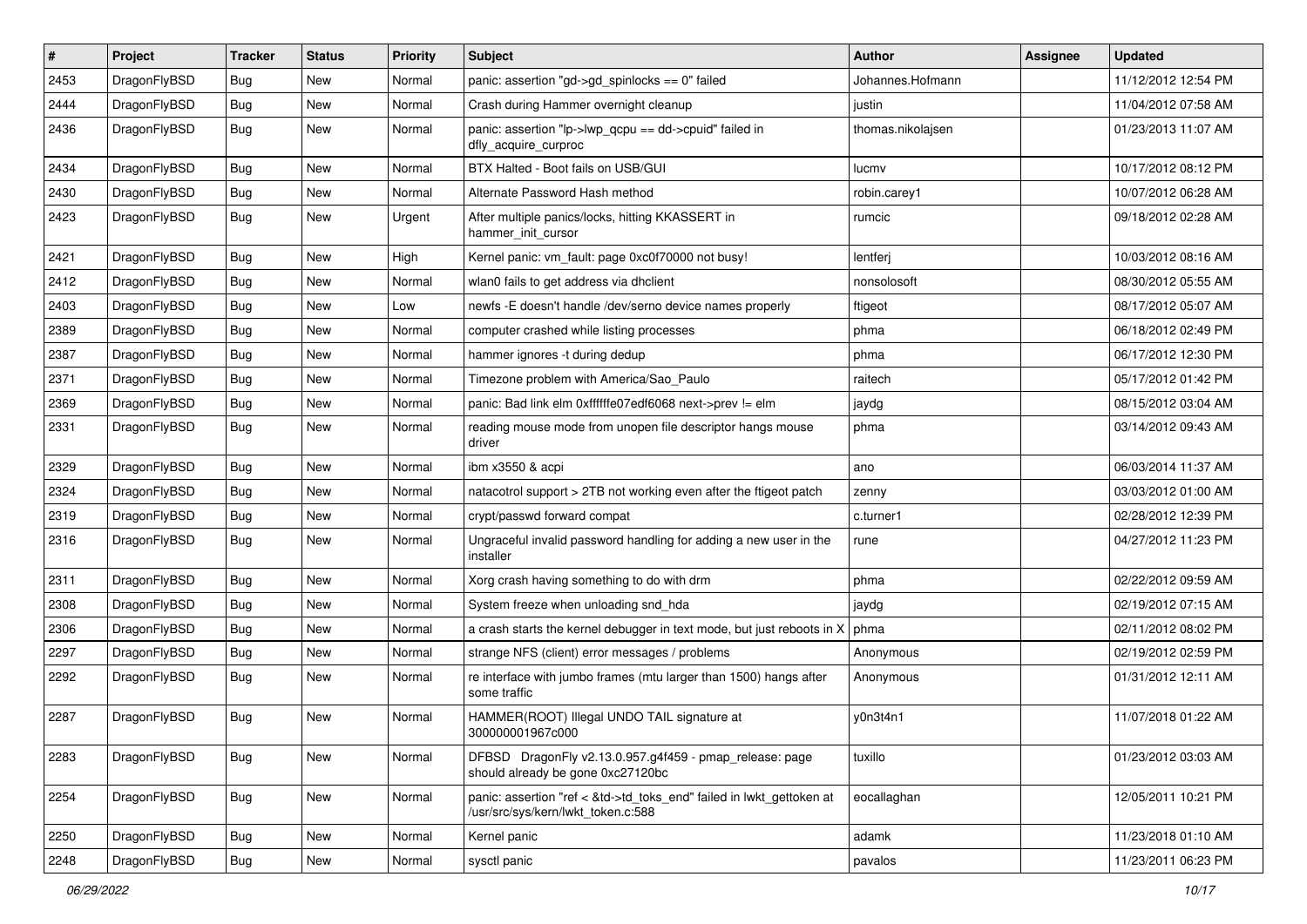| # | Project | Tracker | Status | Priority | Subject | Author | Assignee | Updated |
|---|---|---|---|---|---|---|---|---|
| 2453 | DragonFlyBSD | Bug | New | Normal | panic: assertion "gd->gd_spinlocks == 0" failed | Johannes.Hofmann | | 11/12/2012 12:54 PM |
| 2444 | DragonFlyBSD | Bug | New | Normal | Crash during Hammer overnight cleanup | justin | | 11/04/2012 07:58 AM |
| 2436 | DragonFlyBSD | Bug | New | Normal | panic: assertion "lp->lwp_qcpu == dd->cpuid" failed in dfly_acquire_curproc | thomas.nikolajsen | | 01/23/2013 11:07 AM |
| 2434 | DragonFlyBSD | Bug | New | Normal | BTX Halted - Boot fails on USB/GUI | lucmv | | 10/17/2012 08:12 PM |
| 2430 | DragonFlyBSD | Bug | New | Normal | Alternate Password Hash method | robin.carey1 | | 10/07/2012 06:28 AM |
| 2423 | DragonFlyBSD | Bug | New | Urgent | After multiple panics/locks, hitting KKASSERT in hammer_init_cursor | rumcic | | 09/18/2012 02:28 AM |
| 2421 | DragonFlyBSD | Bug | New | High | Kernel panic: vm_fault: page 0xc0f70000 not busy! | lentferj | | 10/03/2012 08:16 AM |
| 2412 | DragonFlyBSD | Bug | New | Normal | wlan0 fails to get address via dhclient | nonsolosoft | | 08/30/2012 05:55 AM |
| 2403 | DragonFlyBSD | Bug | New | Low | newfs -E doesn't handle /dev/serno device names properly | ftigeot | | 08/17/2012 05:07 AM |
| 2389 | DragonFlyBSD | Bug | New | Normal | computer crashed while listing processes | phma | | 06/18/2012 02:49 PM |
| 2387 | DragonFlyBSD | Bug | New | Normal | hammer ignores -t during dedup | phma | | 06/17/2012 12:30 PM |
| 2371 | DragonFlyBSD | Bug | New | Normal | Timezone problem with America/Sao_Paulo | raitech | | 05/17/2012 01:42 PM |
| 2369 | DragonFlyBSD | Bug | New | Normal | panic: Bad link elm 0xffffffe07edf6068 next->prev != elm | jaydg | | 08/15/2012 03:04 AM |
| 2331 | DragonFlyBSD | Bug | New | Normal | reading mouse mode from unopen file descriptor hangs mouse driver | phma | | 03/14/2012 09:43 AM |
| 2329 | DragonFlyBSD | Bug | New | Normal | ibm x3550 & acpi | ano | | 06/03/2014 11:37 AM |
| 2324 | DragonFlyBSD | Bug | New | Normal | natacotrol support > 2TB not working even after the ftigeot patch | zenny | | 03/03/2012 01:00 AM |
| 2319 | DragonFlyBSD | Bug | New | Normal | crypt/passwd forward compat | c.turner1 | | 02/28/2012 12:39 PM |
| 2316 | DragonFlyBSD | Bug | New | Normal | Ungraceful invalid password handling for adding a new user in the installer | rune | | 04/27/2012 11:23 PM |
| 2311 | DragonFlyBSD | Bug | New | Normal | Xorg crash having something to do with drm | phma | | 02/22/2012 09:59 AM |
| 2308 | DragonFlyBSD | Bug | New | Normal | System freeze when unloading snd_hda | jaydg | | 02/19/2012 07:15 AM |
| 2306 | DragonFlyBSD | Bug | New | Normal | a crash starts the kernel debugger in text mode, but just reboots in X | phma | | 02/11/2012 08:02 PM |
| 2297 | DragonFlyBSD | Bug | New | Normal | strange NFS (client) error messages / problems | Anonymous | | 02/19/2012 02:59 PM |
| 2292 | DragonFlyBSD | Bug | New | Normal | re interface with jumbo frames (mtu larger than 1500) hangs after some traffic | Anonymous | | 01/31/2012 12:11 AM |
| 2287 | DragonFlyBSD | Bug | New | Normal | HAMMER(ROOT) Illegal UNDO TAIL signature at 300000001967c000 | y0n3t4n1 | | 11/07/2018 01:22 AM |
| 2283 | DragonFlyBSD | Bug | New | Normal | DFBSD DragonFly v2.13.0.957.g4f459 - pmap_release: page should already be gone 0xc27120bc | tuxillo | | 01/23/2012 03:03 AM |
| 2254 | DragonFlyBSD | Bug | New | Normal | panic: assertion "ref < &td->td_toks_end" failed in lwkt_gettoken at /usr/src/sys/kern/lwkt_token.c:588 | eocallaghan | | 12/05/2011 10:21 PM |
| 2250 | DragonFlyBSD | Bug | New | Normal | Kernel panic | adamk | | 11/23/2018 01:10 AM |
| 2248 | DragonFlyBSD | Bug | New | Normal | sysctl panic | pavalos | | 11/23/2011 06:23 PM |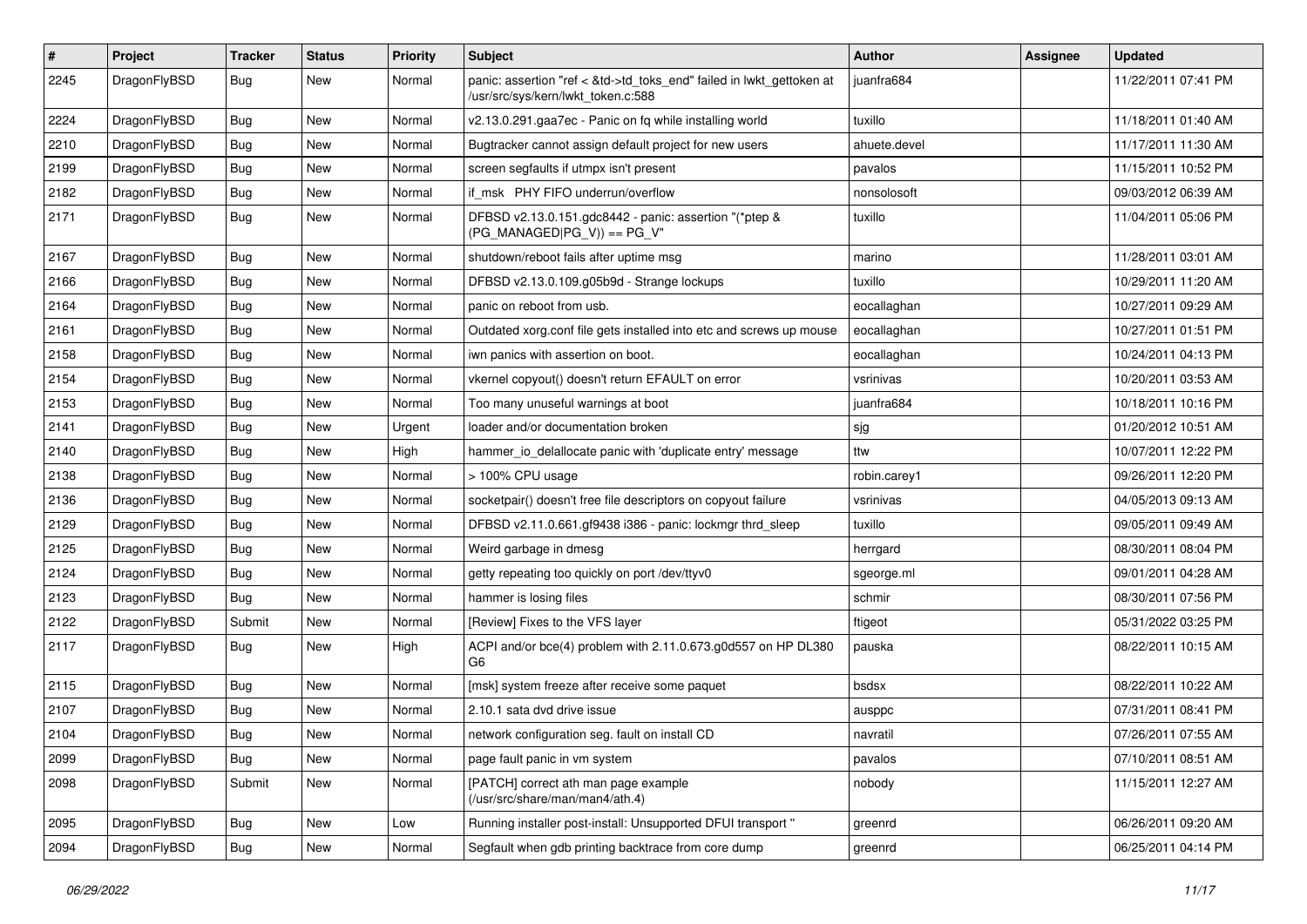| # | Project | Tracker | Status | Priority | Subject | Author | Assignee | Updated |
|---|---|---|---|---|---|---|---|---|
| 2245 | DragonFlyBSD | Bug | New | Normal | panic: assertion "ref < &td->td_toks_end" failed in lwkt_gettoken at /usr/src/sys/kern/lwkt_token.c:588 | juanfra684 | | 11/22/2011 07:41 PM |
| 2224 | DragonFlyBSD | Bug | New | Normal | v2.13.0.291.gaa7ec - Panic on fq while installing world | tuxillo | | 11/18/2011 01:40 AM |
| 2210 | DragonFlyBSD | Bug | New | Normal | Bugtracker cannot assign default project for new users | ahuete.devel | | 11/17/2011 11:30 AM |
| 2199 | DragonFlyBSD | Bug | New | Normal | screen segfaults if utmpx isn't present | pavalos | | 11/15/2011 10:52 PM |
| 2182 | DragonFlyBSD | Bug | New | Normal | if_msk PHY FIFO underrun/overflow | nonsolosoft | | 09/03/2012 06:39 AM |
| 2171 | DragonFlyBSD | Bug | New | Normal | DFBSD v2.13.0.151.gdc8442 - panic: assertion "(*ptep & (PG_MANAGED\|PG_V)) == PG_V" | tuxillo | | 11/04/2011 05:06 PM |
| 2167 | DragonFlyBSD | Bug | New | Normal | shutdown/reboot fails after uptime msg | marino | | 11/28/2011 03:01 AM |
| 2166 | DragonFlyBSD | Bug | New | Normal | DFBSD v2.13.0.109.g05b9d - Strange lockups | tuxillo | | 10/29/2011 11:20 AM |
| 2164 | DragonFlyBSD | Bug | New | Normal | panic on reboot from usb. | eocallaghan | | 10/27/2011 09:29 AM |
| 2161 | DragonFlyBSD | Bug | New | Normal | Outdated xorg.conf file gets installed into etc and screws up mouse | eocallaghan | | 10/27/2011 01:51 PM |
| 2158 | DragonFlyBSD | Bug | New | Normal | iwn panics with assertion on boot. | eocallaghan | | 10/24/2011 04:13 PM |
| 2154 | DragonFlyBSD | Bug | New | Normal | vkernel copyout() doesn't return EFAULT on error | vsrinivas | | 10/20/2011 03:53 AM |
| 2153 | DragonFlyBSD | Bug | New | Normal | Too many unuseful warnings at boot | juanfra684 | | 10/18/2011 10:16 PM |
| 2141 | DragonFlyBSD | Bug | New | Urgent | loader and/or documentation broken | sjg | | 01/20/2012 10:51 AM |
| 2140 | DragonFlyBSD | Bug | New | High | hammer_io_delallocate panic with 'duplicate entry' message | ttw | | 10/07/2011 12:22 PM |
| 2138 | DragonFlyBSD | Bug | New | Normal | > 100% CPU usage | robin.carey1 | | 09/26/2011 12:20 PM |
| 2136 | DragonFlyBSD | Bug | New | Normal | socketpair() doesn't free file descriptors on copyout failure | vsrinivas | | 04/05/2013 09:13 AM |
| 2129 | DragonFlyBSD | Bug | New | Normal | DFBSD v2.11.0.661.gf9438 i386 - panic: lockmgr thrd_sleep | tuxillo | | 09/05/2011 09:49 AM |
| 2125 | DragonFlyBSD | Bug | New | Normal | Weird garbage in dmesg | herrgard | | 08/30/2011 08:04 PM |
| 2124 | DragonFlyBSD | Bug | New | Normal | getty repeating too quickly on port /dev/ttyv0 | sgeorge.ml | | 09/01/2011 04:28 AM |
| 2123 | DragonFlyBSD | Bug | New | Normal | hammer is losing files | schmir | | 08/30/2011 07:56 PM |
| 2122 | DragonFlyBSD | Submit | New | Normal | [Review] Fixes to the VFS layer | ftigeot | | 05/31/2022 03:25 PM |
| 2117 | DragonFlyBSD | Bug | New | High | ACPI and/or bce(4) problem with 2.11.0.673.g0d557 on HP DL380 G6 | pauska | | 08/22/2011 10:15 AM |
| 2115 | DragonFlyBSD | Bug | New | Normal | [msk] system freeze after receive some paquet | bsdsx | | 08/22/2011 10:22 AM |
| 2107 | DragonFlyBSD | Bug | New | Normal | 2.10.1 sata dvd drive issue | ausppc | | 07/31/2011 08:41 PM |
| 2104 | DragonFlyBSD | Bug | New | Normal | network configuration seg. fault on install CD | navratil | | 07/26/2011 07:55 AM |
| 2099 | DragonFlyBSD | Bug | New | Normal | page fault panic in vm system | pavalos | | 07/10/2011 08:51 AM |
| 2098 | DragonFlyBSD | Submit | New | Normal | [PATCH] correct ath man page example (/usr/src/share/man/man4/ath.4) | nobody | | 11/15/2011 12:27 AM |
| 2095 | DragonFlyBSD | Bug | New | Low | Running installer post-install: Unsupported DFUI transport " | greenrd | | 06/26/2011 09:20 AM |
| 2094 | DragonFlyBSD | Bug | New | Normal | Segfault when gdb printing backtrace from core dump | greenrd | | 06/25/2011 04:14 PM |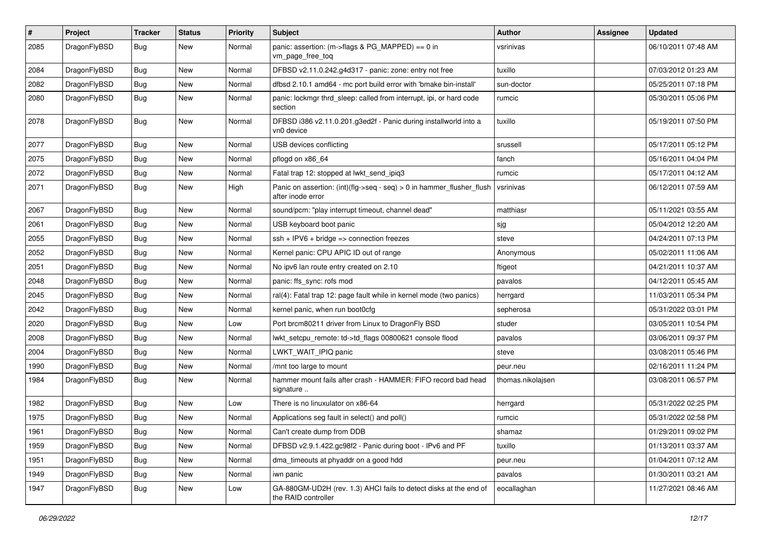| # | Project | Tracker | Status | Priority | Subject | Author | Assignee | Updated |
|---|---|---|---|---|---|---|---|---|
| 2085 | DragonFlyBSD | Bug | New | Normal | panic: assertion: (m->flags & PG_MAPPED) == 0 in vm_page_free_toq | vsrinivas | | 06/10/2011 07:48 AM |
| 2084 | DragonFlyBSD | Bug | New | Normal | DFBSD v2.11.0.242.g4d317 - panic: zone: entry not free | tuxillo | | 07/03/2012 01:23 AM |
| 2082 | DragonFlyBSD | Bug | New | Normal | dfbsd 2.10.1 amd64 - mc port build error with 'bmake bin-install' | sun-doctor | | 05/25/2011 07:18 PM |
| 2080 | DragonFlyBSD | Bug | New | Normal | panic: lockmgr thrd_sleep: called from interrupt, ipi, or hard code section | rumcic | | 05/30/2011 05:06 PM |
| 2078 | DragonFlyBSD | Bug | New | Normal | DFBSD i386 v2.11.0.201.g3ed2f - Panic during installworld into a vn0 device | tuxillo | | 05/19/2011 07:50 PM |
| 2077 | DragonFlyBSD | Bug | New | Normal | USB devices conflicting | srussell | | 05/17/2011 05:12 PM |
| 2075 | DragonFlyBSD | Bug | New | Normal | pflogd on x86_64 | fanch | | 05/16/2011 04:04 PM |
| 2072 | DragonFlyBSD | Bug | New | Normal | Fatal trap 12: stopped at lwkt_send_ipiq3 | rumcic | | 05/17/2011 04:12 AM |
| 2071 | DragonFlyBSD | Bug | New | High | Panic on assertion: (int)(flg->seq - seq) > 0 in hammer_flusher_flush after inode error | vsrinivas | | 06/12/2011 07:59 AM |
| 2067 | DragonFlyBSD | Bug | New | Normal | sound/pcm: "play interrupt timeout, channel dead" | matthiasr | | 05/11/2021 03:55 AM |
| 2061 | DragonFlyBSD | Bug | New | Normal | USB keyboard boot panic | sjg | | 05/04/2012 12:20 AM |
| 2055 | DragonFlyBSD | Bug | New | Normal | ssh + IPV6 + bridge => connection freezes | steve | | 04/24/2011 07:13 PM |
| 2052 | DragonFlyBSD | Bug | New | Normal | Kernel panic: CPU APIC ID out of range | Anonymous | | 05/02/2011 11:06 AM |
| 2051 | DragonFlyBSD | Bug | New | Normal | No ipv6 lan route entry created on 2.10 | ftigeot | | 04/21/2011 10:37 AM |
| 2048 | DragonFlyBSD | Bug | New | Normal | panic: ffs_sync: rofs mod | pavalos | | 04/12/2011 05:45 AM |
| 2045 | DragonFlyBSD | Bug | New | Normal | ral(4): Fatal trap 12: page fault while in kernel mode (two panics) | herrgard | | 11/03/2011 05:34 PM |
| 2042 | DragonFlyBSD | Bug | New | Normal | kernel panic, when run boot0cfg | sepherosa | | 05/31/2022 03:01 PM |
| 2020 | DragonFlyBSD | Bug | New | Low | Port brcm80211 driver from Linux to DragonFly BSD | studer | | 03/05/2011 10:54 PM |
| 2008 | DragonFlyBSD | Bug | New | Normal | lwkt_setcpu_remote: td->td_flags 00800621 console flood | pavalos | | 03/06/2011 09:37 PM |
| 2004 | DragonFlyBSD | Bug | New | Normal | LWKT_WAIT_IPIQ panic | steve | | 03/08/2011 05:46 PM |
| 1990 | DragonFlyBSD | Bug | New | Normal | /mnt too large to mount | peur.neu | | 02/16/2011 11:24 PM |
| 1984 | DragonFlyBSD | Bug | New | Normal | hammer mount fails after crash - HAMMER: FIFO record bad head signature .. | thomas.nikolajsen | | 03/08/2011 06:57 PM |
| 1982 | DragonFlyBSD | Bug | New | Low | There is no linuxulator on x86-64 | herrgard | | 05/31/2022 02:25 PM |
| 1975 | DragonFlyBSD | Bug | New | Normal | Applications seg fault in select() and poll() | rumcic | | 05/31/2022 02:58 PM |
| 1961 | DragonFlyBSD | Bug | New | Normal | Can't create dump from DDB | shamaz | | 01/29/2011 09:02 PM |
| 1959 | DragonFlyBSD | Bug | New | Normal | DFBSD v2.9.1.422.gc98f2 - Panic during boot - IPv6 and PF | tuxillo | | 01/13/2011 03:37 AM |
| 1951 | DragonFlyBSD | Bug | New | Normal | dma_timeouts at phyaddr on a good hdd | peur.neu | | 01/04/2011 07:12 AM |
| 1949 | DragonFlyBSD | Bug | New | Normal | iwn panic | pavalos | | 01/30/2011 03:21 AM |
| 1947 | DragonFlyBSD | Bug | New | Low | GA-880GM-UD2H (rev. 1.3) AHCI fails to detect disks at the end of the RAID controller | eocallaghan | | 11/27/2021 08:46 AM |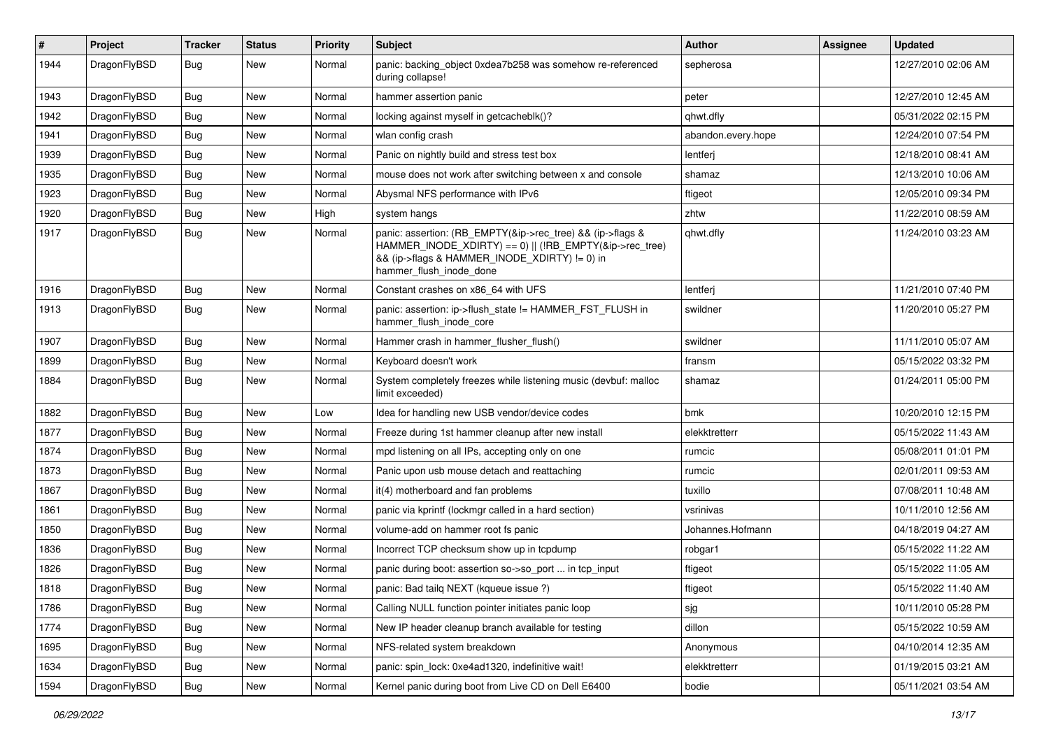| # | Project | Tracker | Status | Priority | Subject | Author | Assignee | Updated |
|---|---|---|---|---|---|---|---|---|
| 1944 | DragonFlyBSD | Bug | New | Normal | panic: backing_object 0xdea7b258 was somehow re-referenced during collapse! | sepherosa | | 12/27/2010 02:06 AM |
| 1943 | DragonFlyBSD | Bug | New | Normal | hammer assertion panic | peter | | 12/27/2010 12:45 AM |
| 1942 | DragonFlyBSD | Bug | New | Normal | locking against myself in getcacheblk()? | qhwt.dfly | | 05/31/2022 02:15 PM |
| 1941 | DragonFlyBSD | Bug | New | Normal | wlan config crash | abandon.every.hope | | 12/24/2010 07:54 PM |
| 1939 | DragonFlyBSD | Bug | New | Normal | Panic on nightly build and stress test box | lentferj | | 12/18/2010 08:41 AM |
| 1935 | DragonFlyBSD | Bug | New | Normal | mouse does not work after switching between x and console | shamaz | | 12/13/2010 10:06 AM |
| 1923 | DragonFlyBSD | Bug | New | Normal | Abysmal NFS performance with IPv6 | ftigeot | | 12/05/2010 09:34 PM |
| 1920 | DragonFlyBSD | Bug | New | High | system hangs | zhtw | | 11/22/2010 08:59 AM |
| 1917 | DragonFlyBSD | Bug | New | Normal | panic: assertion: (RB_EMPTY(&ip->rec_tree) && (ip->flags & HAMMER_INODE_XDIRTY) == 0) \|\| (!RB_EMPTY(&ip->rec_tree) && (ip->flags & HAMMER_INODE_XDIRTY) != 0) in hammer_flush_inode_done | qhwt.dfly | | 11/24/2010 03:23 AM |
| 1916 | DragonFlyBSD | Bug | New | Normal | Constant crashes on x86_64 with UFS | lentferj | | 11/21/2010 07:40 PM |
| 1913 | DragonFlyBSD | Bug | New | Normal | panic: assertion: ip->flush_state != HAMMER_FST_FLUSH in hammer_flush_inode_core | swildner | | 11/20/2010 05:27 PM |
| 1907 | DragonFlyBSD | Bug | New | Normal | Hammer crash in hammer_flusher_flush() | swildner | | 11/11/2010 05:07 AM |
| 1899 | DragonFlyBSD | Bug | New | Normal | Keyboard doesn't work | fransm | | 05/15/2022 03:32 PM |
| 1884 | DragonFlyBSD | Bug | New | Normal | System completely freezes while listening music (devbuf: malloc limit exceeded) | shamaz | | 01/24/2011 05:00 PM |
| 1882 | DragonFlyBSD | Bug | New | Low | Idea for handling new USB vendor/device codes | bmk | | 10/20/2010 12:15 PM |
| 1877 | DragonFlyBSD | Bug | New | Normal | Freeze during 1st hammer cleanup after new install | elekktretterr | | 05/15/2022 11:43 AM |
| 1874 | DragonFlyBSD | Bug | New | Normal | mpd listening on all IPs, accepting only on one | rumcic | | 05/08/2011 01:01 PM |
| 1873 | DragonFlyBSD | Bug | New | Normal | Panic upon usb mouse detach and reattaching | rumcic | | 02/01/2011 09:53 AM |
| 1867 | DragonFlyBSD | Bug | New | Normal | it(4) motherboard and fan problems | tuxillo | | 07/08/2011 10:48 AM |
| 1861 | DragonFlyBSD | Bug | New | Normal | panic via kprintf (lockmgr called in a hard section) | vsrinivas | | 10/11/2010 12:56 AM |
| 1850 | DragonFlyBSD | Bug | New | Normal | volume-add on hammer root fs panic | Johannes.Hofmann | | 04/18/2019 04:27 AM |
| 1836 | DragonFlyBSD | Bug | New | Normal | Incorrect TCP checksum show up in tcpdump | robgar1 | | 05/15/2022 11:22 AM |
| 1826 | DragonFlyBSD | Bug | New | Normal | panic during boot: assertion so->so_port ... in tcp_input | ftigeot | | 05/15/2022 11:05 AM |
| 1818 | DragonFlyBSD | Bug | New | Normal | panic: Bad tailq NEXT (kqueue issue ?) | ftigeot | | 05/15/2022 11:40 AM |
| 1786 | DragonFlyBSD | Bug | New | Normal | Calling NULL function pointer initiates panic loop | sjg | | 10/11/2010 05:28 PM |
| 1774 | DragonFlyBSD | Bug | New | Normal | New IP header cleanup branch available for testing | dillon | | 05/15/2022 10:59 AM |
| 1695 | DragonFlyBSD | Bug | New | Normal | NFS-related system breakdown | Anonymous | | 04/10/2014 12:35 AM |
| 1634 | DragonFlyBSD | Bug | New | Normal | panic: spin_lock: 0xe4ad1320, indefinitive wait! | elekktretterr | | 01/19/2015 03:21 AM |
| 1594 | DragonFlyBSD | Bug | New | Normal | Kernel panic during boot from Live CD on Dell E6400 | bodie | | 05/11/2021 03:54 AM |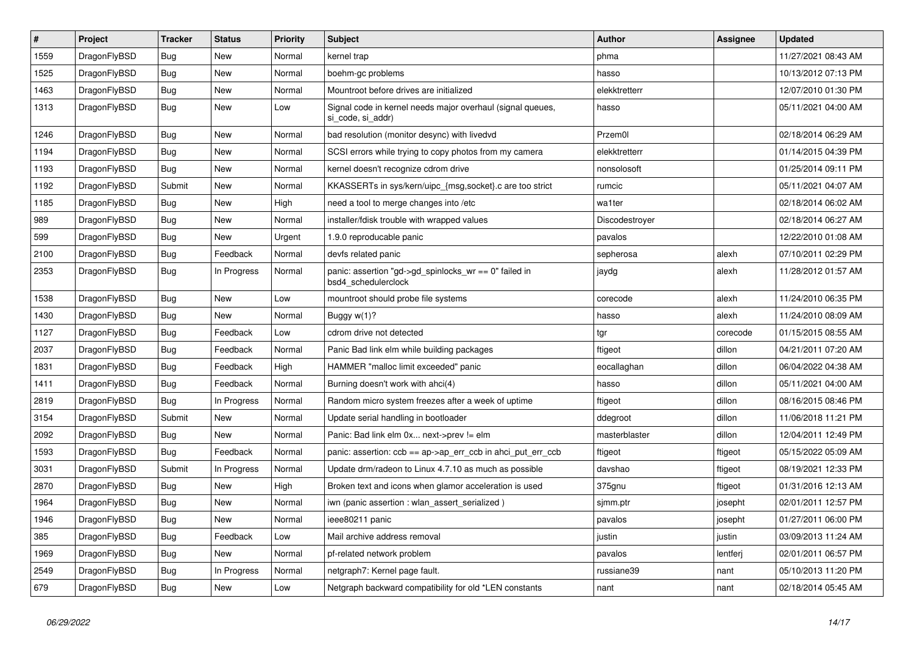| # | Project | Tracker | Status | Priority | Subject | Author | Assignee | Updated |
|---|---|---|---|---|---|---|---|---|
| 1559 | DragonFlyBSD | Bug | New | Normal | kernel trap | phma | | 11/27/2021 08:43 AM |
| 1525 | DragonFlyBSD | Bug | New | Normal | boehm-gc problems | hasso | | 10/13/2012 07:13 PM |
| 1463 | DragonFlyBSD | Bug | New | Normal | Mountroot before drives are initialized | elekktretterr | | 12/07/2010 01:30 PM |
| 1313 | DragonFlyBSD | Bug | New | Low | Signal code in kernel needs major overhaul (signal queues, si_code, si_addr) | hasso | | 05/11/2021 04:00 AM |
| 1246 | DragonFlyBSD | Bug | New | Normal | bad resolution (monitor desync) with livedvd | Przem0l | | 02/18/2014 06:29 AM |
| 1194 | DragonFlyBSD | Bug | New | Normal | SCSI errors while trying to copy photos from my camera | elekktretterr | | 01/14/2015 04:39 PM |
| 1193 | DragonFlyBSD | Bug | New | Normal | kernel doesn't recognize cdrom drive | nonsolosoft | | 01/25/2014 09:11 PM |
| 1192 | DragonFlyBSD | Submit | New | Normal | KKASSERTs in sys/kern/uipc_{msg,socket}.c are too strict | rumcic | | 05/11/2021 04:07 AM |
| 1185 | DragonFlyBSD | Bug | New | High | need a tool to merge changes into /etc | wa1ter | | 02/18/2014 06:02 AM |
| 989 | DragonFlyBSD | Bug | New | Normal | installer/fdisk trouble with wrapped values | Discodestroyer | | 02/18/2014 06:27 AM |
| 599 | DragonFlyBSD | Bug | New | Urgent | 1.9.0 reproducable panic | pavalos | | 12/22/2010 01:08 AM |
| 2100 | DragonFlyBSD | Bug | Feedback | Normal | devfs related panic | sepherosa | alexh | 07/10/2011 02:29 PM |
| 2353 | DragonFlyBSD | Bug | In Progress | Normal | panic: assertion "gd->gd_spinlocks_wr == 0" failed in bsd4_schedulerclock | jaydg | alexh | 11/28/2012 01:57 AM |
| 1538 | DragonFlyBSD | Bug | New | Low | mountroot should probe file systems | corecode | alexh | 11/24/2010 06:35 PM |
| 1430 | DragonFlyBSD | Bug | New | Normal | Buggy w(1)? | hasso | alexh | 11/24/2010 08:09 AM |
| 1127 | DragonFlyBSD | Bug | Feedback | Low | cdrom drive not detected | tgr | corecode | 01/15/2015 08:55 AM |
| 2037 | DragonFlyBSD | Bug | Feedback | Normal | Panic Bad link elm while building packages | ftigeot | dillon | 04/21/2011 07:20 AM |
| 1831 | DragonFlyBSD | Bug | Feedback | High | HAMMER "malloc limit exceeded" panic | eocallaghan | dillon | 06/04/2022 04:38 AM |
| 1411 | DragonFlyBSD | Bug | Feedback | Normal | Burning doesn't work with ahci(4) | hasso | dillon | 05/11/2021 04:00 AM |
| 2819 | DragonFlyBSD | Bug | In Progress | Normal | Random micro system freezes after a week of uptime | ftigeot | dillon | 08/16/2015 08:46 PM |
| 3154 | DragonFlyBSD | Submit | New | Normal | Update serial handling in bootloader | ddegroot | dillon | 11/06/2018 11:21 PM |
| 2092 | DragonFlyBSD | Bug | New | Normal | Panic: Bad link elm 0x... next->prev != elm | masterblaster | dillon | 12/04/2011 12:49 PM |
| 1593 | DragonFlyBSD | Bug | Feedback | Normal | panic: assertion: ccb == ap->ap_err_ccb in ahci_put_err_ccb | ftigeot | ftigeot | 05/15/2022 05:09 AM |
| 3031 | DragonFlyBSD | Submit | In Progress | Normal | Update drm/radeon to Linux 4.7.10 as much as possible | davshao | ftigeot | 08/19/2021 12:33 PM |
| 2870 | DragonFlyBSD | Bug | New | High | Broken text and icons when glamor acceleration is used | 375gnu | ftigeot | 01/31/2016 12:13 AM |
| 1964 | DragonFlyBSD | Bug | New | Normal | iwn (panic assertion : wlan_assert_serialized ) | sjmm.ptr | josepht | 02/01/2011 12:57 PM |
| 1946 | DragonFlyBSD | Bug | New | Normal | ieee80211 panic | pavalos | josepht | 01/27/2011 06:00 PM |
| 385 | DragonFlyBSD | Bug | Feedback | Low | Mail archive address removal | justin | justin | 03/09/2013 11:24 AM |
| 1969 | DragonFlyBSD | Bug | New | Normal | pf-related network problem | pavalos | lentferj | 02/01/2011 06:57 PM |
| 2549 | DragonFlyBSD | Bug | In Progress | Normal | netgraph7: Kernel page fault. | russiane39 | nant | 05/10/2013 11:20 PM |
| 679 | DragonFlyBSD | Bug | New | Low | Netgraph backward compatibility for old *LEN constants | nant | nant | 02/18/2014 05:45 AM |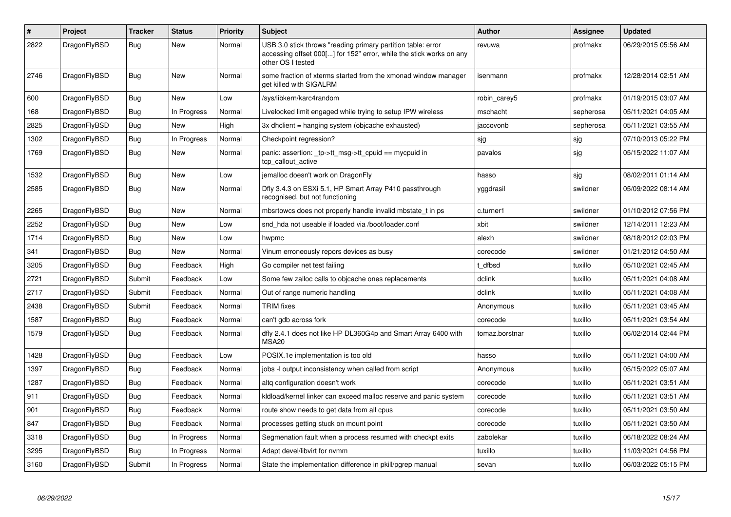| # | Project | Tracker | Status | Priority | Subject | Author | Assignee | Updated |
|---|---|---|---|---|---|---|---|---|
| 2822 | DragonFlyBSD | Bug | New | Normal | USB 3.0 stick throws "reading primary partition table: error accessing offset 000[...] for 152" error, while the stick works on any other OS I tested | revuwa | profmakx | 06/29/2015 05:56 AM |
| 2746 | DragonFlyBSD | Bug | New | Normal | some fraction of xterms started from the xmonad window manager get killed with SIGALRM | isenmann | profmakx | 12/28/2014 02:51 AM |
| 600 | DragonFlyBSD | Bug | New | Low | /sys/libkern/karc4random | robin_carey5 | profmakx | 01/19/2015 03:07 AM |
| 168 | DragonFlyBSD | Bug | In Progress | Normal | Livelocked limit engaged while trying to setup IPW wireless | mschacht | sepherosa | 05/11/2021 04:05 AM |
| 2825 | DragonFlyBSD | Bug | New | High | 3x dhclient = hanging system (objcache exhausted) | jaccovonb | sepherosa | 05/11/2021 03:55 AM |
| 1302 | DragonFlyBSD | Bug | In Progress | Normal | Checkpoint regression? | sjg | sjg | 07/10/2013 05:22 PM |
| 1769 | DragonFlyBSD | Bug | New | Normal | panic: assertion: _tp->tt_msg->tt_cpuid == mycpuid in tcp_callout_active | pavalos | sjg | 05/15/2022 11:07 AM |
| 1532 | DragonFlyBSD | Bug | New | Low | jemalloc doesn't work on DragonFly | hasso | sjg | 08/02/2011 01:14 AM |
| 2585 | DragonFlyBSD | Bug | New | Normal | Dfly 3.4.3 on ESXi 5.1, HP Smart Array P410 passthrough recognised, but not functioning | yggdrasil | swildner | 05/09/2022 08:14 AM |
| 2265 | DragonFlyBSD | Bug | New | Normal | mbsrtowcs does not properly handle invalid mbstate_t in ps | c.turner1 | swildner | 01/10/2012 07:56 PM |
| 2252 | DragonFlyBSD | Bug | New | Low | snd_hda not useable if loaded via /boot/loader.conf | xbit | swildner | 12/14/2011 12:23 AM |
| 1714 | DragonFlyBSD | Bug | New | Low | hwpmc | alexh | swildner | 08/18/2012 02:03 PM |
| 341 | DragonFlyBSD | Bug | New | Normal | Vinum erroneously repors devices as busy | corecode | swildner | 01/21/2012 04:50 AM |
| 3205 | DragonFlyBSD | Bug | Feedback | High | Go compiler net test failing | t_dfbsd | tuxillo | 05/10/2021 02:45 AM |
| 2721 | DragonFlyBSD | Submit | Feedback | Low | Some few zalloc calls to objcache ones replacements | dclink | tuxillo | 05/11/2021 04:08 AM |
| 2717 | DragonFlyBSD | Submit | Feedback | Normal | Out of range numeric handling | dclink | tuxillo | 05/11/2021 04:08 AM |
| 2438 | DragonFlyBSD | Submit | Feedback | Normal | TRIM fixes | Anonymous | tuxillo | 05/11/2021 03:45 AM |
| 1587 | DragonFlyBSD | Bug | Feedback | Normal | can't gdb across fork | corecode | tuxillo | 05/11/2021 03:54 AM |
| 1579 | DragonFlyBSD | Bug | Feedback | Normal | dfly 2.4.1 does not like HP DL360G4p and Smart Array 6400 with MSA20 | tomaz.borstnar | tuxillo | 06/02/2014 02:44 PM |
| 1428 | DragonFlyBSD | Bug | Feedback | Low | POSIX.1e implementation is too old | hasso | tuxillo | 05/11/2021 04:00 AM |
| 1397 | DragonFlyBSD | Bug | Feedback | Normal | jobs -l output inconsistency when called from script | Anonymous | tuxillo | 05/15/2022 05:07 AM |
| 1287 | DragonFlyBSD | Bug | Feedback | Normal | altq configuration doesn't work | corecode | tuxillo | 05/11/2021 03:51 AM |
| 911 | DragonFlyBSD | Bug | Feedback | Normal | kldload/kernel linker can exceed malloc reserve and panic system | corecode | tuxillo | 05/11/2021 03:51 AM |
| 901 | DragonFlyBSD | Bug | Feedback | Normal | route show needs to get data from all cpus | corecode | tuxillo | 05/11/2021 03:50 AM |
| 847 | DragonFlyBSD | Bug | Feedback | Normal | processes getting stuck on mount point | corecode | tuxillo | 05/11/2021 03:50 AM |
| 3318 | DragonFlyBSD | Bug | In Progress | Normal | Segmenation fault when a process resumed with checkpt exits | zabolekar | tuxillo | 06/18/2022 08:24 AM |
| 3295 | DragonFlyBSD | Bug | In Progress | Normal | Adapt devel/libvirt for nvmm | tuxillo | tuxillo | 11/03/2021 04:56 PM |
| 3160 | DragonFlyBSD | Submit | In Progress | Normal | State the implementation difference in pkill/pgrep manual | sevan | tuxillo | 06/03/2022 05:15 PM |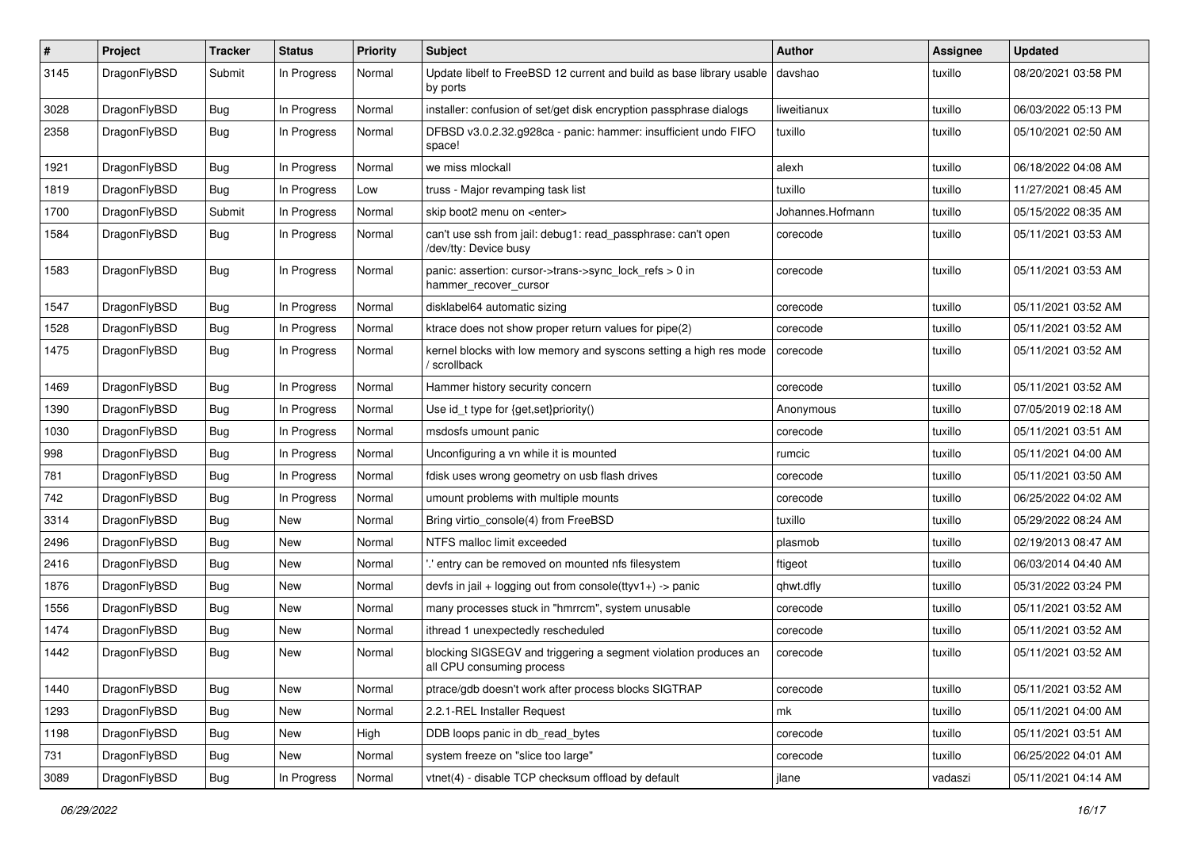| # | Project | Tracker | Status | Priority | Subject | Author | Assignee | Updated |
|---|---|---|---|---|---|---|---|---|
| 3145 | DragonFlyBSD | Submit | In Progress | Normal | Update libelf to FreeBSD 12 current and build as base library usable by ports | davshao | tuxillo | 08/20/2021 03:58 PM |
| 3028 | DragonFlyBSD | Bug | In Progress | Normal | installer: confusion of set/get disk encryption passphrase dialogs | liweitianux | tuxillo | 06/03/2022 05:13 PM |
| 2358 | DragonFlyBSD | Bug | In Progress | Normal | DFBSD v3.0.2.32.g928ca - panic: hammer: insufficient undo FIFO space! | tuxillo | tuxillo | 05/10/2021 02:50 AM |
| 1921 | DragonFlyBSD | Bug | In Progress | Normal | we miss mlockall | alexh | tuxillo | 06/18/2022 04:08 AM |
| 1819 | DragonFlyBSD | Bug | In Progress | Low | truss - Major revamping task list | tuxillo | tuxillo | 11/27/2021 08:45 AM |
| 1700 | DragonFlyBSD | Submit | In Progress | Normal | skip boot2 menu on <enter> | Johannes.Hofmann | tuxillo | 05/15/2022 08:35 AM |
| 1584 | DragonFlyBSD | Bug | In Progress | Normal | can't use ssh from jail: debug1: read_passphrase: can't open /dev/tty: Device busy | corecode | tuxillo | 05/11/2021 03:53 AM |
| 1583 | DragonFlyBSD | Bug | In Progress | Normal | panic: assertion: cursor->trans->sync_lock_refs > 0 in hammer_recover_cursor | corecode | tuxillo | 05/11/2021 03:53 AM |
| 1547 | DragonFlyBSD | Bug | In Progress | Normal | disklabel64 automatic sizing | corecode | tuxillo | 05/11/2021 03:52 AM |
| 1528 | DragonFlyBSD | Bug | In Progress | Normal | ktrace does not show proper return values for pipe(2) | corecode | tuxillo | 05/11/2021 03:52 AM |
| 1475 | DragonFlyBSD | Bug | In Progress | Normal | kernel blocks with low memory and syscons setting a high res mode / scrollback | corecode | tuxillo | 05/11/2021 03:52 AM |
| 1469 | DragonFlyBSD | Bug | In Progress | Normal | Hammer history security concern | corecode | tuxillo | 05/11/2021 03:52 AM |
| 1390 | DragonFlyBSD | Bug | In Progress | Normal | Use id_t type for {get,set}priority() | Anonymous | tuxillo | 07/05/2019 02:18 AM |
| 1030 | DragonFlyBSD | Bug | In Progress | Normal | msdosfs umount panic | corecode | tuxillo | 05/11/2021 03:51 AM |
| 998 | DragonFlyBSD | Bug | In Progress | Normal | Unconfiguring a vn while it is mounted | rumcic | tuxillo | 05/11/2021 04:00 AM |
| 781 | DragonFlyBSD | Bug | In Progress | Normal | fdisk uses wrong geometry on usb flash drives | corecode | tuxillo | 05/11/2021 03:50 AM |
| 742 | DragonFlyBSD | Bug | In Progress | Normal | umount problems with multiple mounts | corecode | tuxillo | 06/25/2022 04:02 AM |
| 3314 | DragonFlyBSD | Bug | New | Normal | Bring virtio_console(4) from FreeBSD | tuxillo | tuxillo | 05/29/2022 08:24 AM |
| 2496 | DragonFlyBSD | Bug | New | Normal | NTFS malloc limit exceeded | plasmob | tuxillo | 02/19/2013 08:47 AM |
| 2416 | DragonFlyBSD | Bug | New | Normal | '.' entry can be removed on mounted nfs filesystem | ftigeot | tuxillo | 06/03/2014 04:40 AM |
| 1876 | DragonFlyBSD | Bug | New | Normal | devfs in jail + logging out from console(ttyv1+) -> panic | qhwt.dfly | tuxillo | 05/31/2022 03:24 PM |
| 1556 | DragonFlyBSD | Bug | New | Normal | many processes stuck in "hmrrcm", system unusable | corecode | tuxillo | 05/11/2021 03:52 AM |
| 1474 | DragonFlyBSD | Bug | New | Normal | ithread 1 unexpectedly rescheduled | corecode | tuxillo | 05/11/2021 03:52 AM |
| 1442 | DragonFlyBSD | Bug | New | Normal | blocking SIGSEGV and triggering a segment violation produces an all CPU consuming process | corecode | tuxillo | 05/11/2021 03:52 AM |
| 1440 | DragonFlyBSD | Bug | New | Normal | ptrace/gdb doesn't work after process blocks SIGTRAP | corecode | tuxillo | 05/11/2021 03:52 AM |
| 1293 | DragonFlyBSD | Bug | New | Normal | 2.2.1-REL Installer Request | mk | tuxillo | 05/11/2021 04:00 AM |
| 1198 | DragonFlyBSD | Bug | New | High | DDB loops panic in db_read_bytes | corecode | tuxillo | 05/11/2021 03:51 AM |
| 731 | DragonFlyBSD | Bug | New | Normal | system freeze on "slice too large" | corecode | tuxillo | 06/25/2022 04:01 AM |
| 3089 | DragonFlyBSD | Bug | In Progress | Normal | vtnet(4) - disable TCP checksum offload by default | jlane | vadaszi | 05/11/2021 04:14 AM |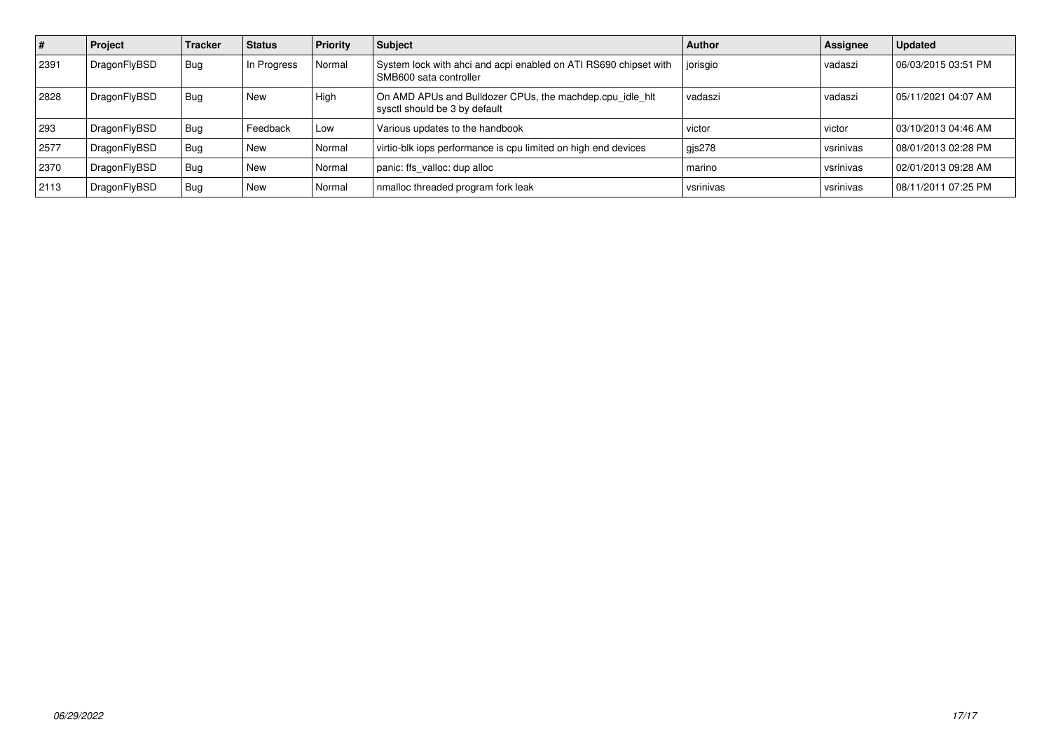| # | Project | Tracker | Status | Priority | Subject | Author | Assignee | Updated |
|---|---|---|---|---|---|---|---|---|
| 2391 | DragonFlyBSD | Bug | In Progress | Normal | System lock with ahci and acpi enabled on ATI RS690 chipset with SMB600 sata controller | jorisgio | vadaszi | 06/03/2015 03:51 PM |
| 2828 | DragonFlyBSD | Bug | New | High | On AMD APUs and Bulldozer CPUs, the machdep.cpu_idle_hlt sysctl should be 3 by default | vadaszi | vadaszi | 05/11/2021 04:07 AM |
| 293 | DragonFlyBSD | Bug | Feedback | Low | Various updates to the handbook | victor | victor | 03/10/2013 04:46 AM |
| 2577 | DragonFlyBSD | Bug | New | Normal | virtio-blk iops performance is cpu limited on high end devices | gjs278 | vsrinivas | 08/01/2013 02:28 PM |
| 2370 | DragonFlyBSD | Bug | New | Normal | panic: ffs_valloc: dup alloc | marino | vsrinivas | 02/01/2013 09:28 AM |
| 2113 | DragonFlyBSD | Bug | New | Normal | nmalloc threaded program fork leak | vsrinivas | vsrinivas | 08/11/2011 07:25 PM |

*06/29/2022*